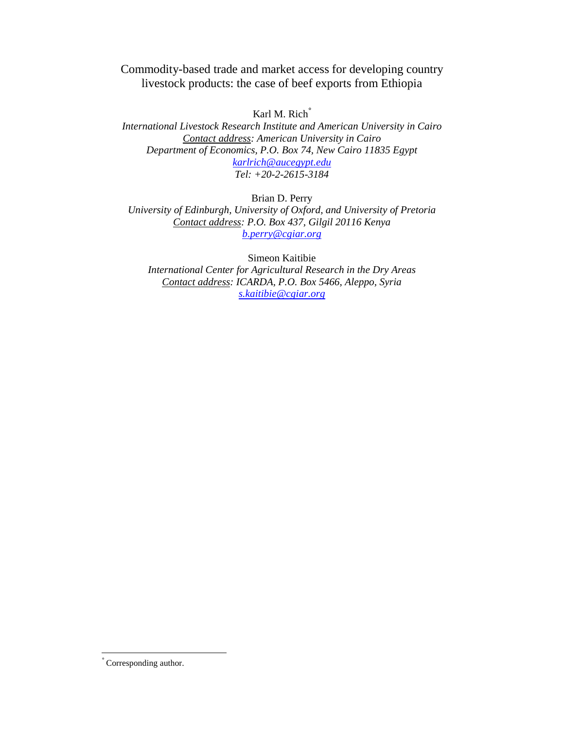# Commodity-based trade and market access for developing country livestock products: the case of beef exports from Ethiopia

Karl M. Rich[°]

*International Livestock Research Institute and American University in Cairo*
*Contact address: American University in Cairo*
*Department of Economics, P.O. Box 74, New Cairo 11835 Egypt*
*karlrich@aucegypt.edu*
*Tel: +20-2-2615-3184*

Brian D. Perry

*University of Edinburgh, University of Oxford, and University of Pretoria*
*Contact address: P.O. Box 437, Gilgil 20116 Kenya*
*b.perry@cgiar.org*

Simeon Kaitibie

*International Center for Agricultural Research in the Dry Areas*
*Contact address: ICARDA, P.O. Box 5466, Aleppo, Syria*
*s.kaitibie@cgiar.org*

---

[°] Corresponding author.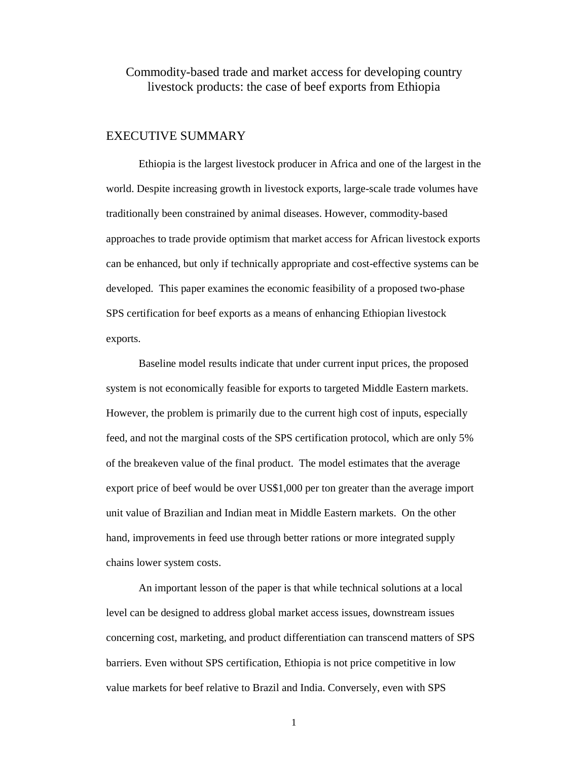# Commodity-based trade and market access for developing country livestock products: the case of beef exports from Ethiopia

## EXECUTIVE SUMMARY

Ethiopia is the largest livestock producer in Africa and one of the largest in the world. Despite increasing growth in livestock exports, large-scale trade volumes have traditionally been constrained by animal diseases. However, commodity-based approaches to trade provide optimism that market access for African livestock exports can be enhanced, but only if technically appropriate and cost-effective systems can be developed. This paper examines the economic feasibility of a proposed two-phase SPS certification for beef exports as a means of enhancing Ethiopian livestock exports.

Baseline model results indicate that under current input prices, the proposed system is not economically feasible for exports to targeted Middle Eastern markets. However, the problem is primarily due to the current high cost of inputs, especially feed, and not the marginal costs of the SPS certification protocol, which are only 5% of the breakeven value of the final product. The model estimates that the average export price of beef would be over US$1,000 per ton greater than the average import unit value of Brazilian and Indian meat in Middle Eastern markets. On the other hand, improvements in feed use through better rations or more integrated supply chains lower system costs.

An important lesson of the paper is that while technical solutions at a local level can be designed to address global market access issues, downstream issues concerning cost, marketing, and product differentiation can transcend matters of SPS barriers. Even without SPS certification, Ethiopia is not price competitive in low value markets for beef relative to Brazil and India. Conversely, even with SPS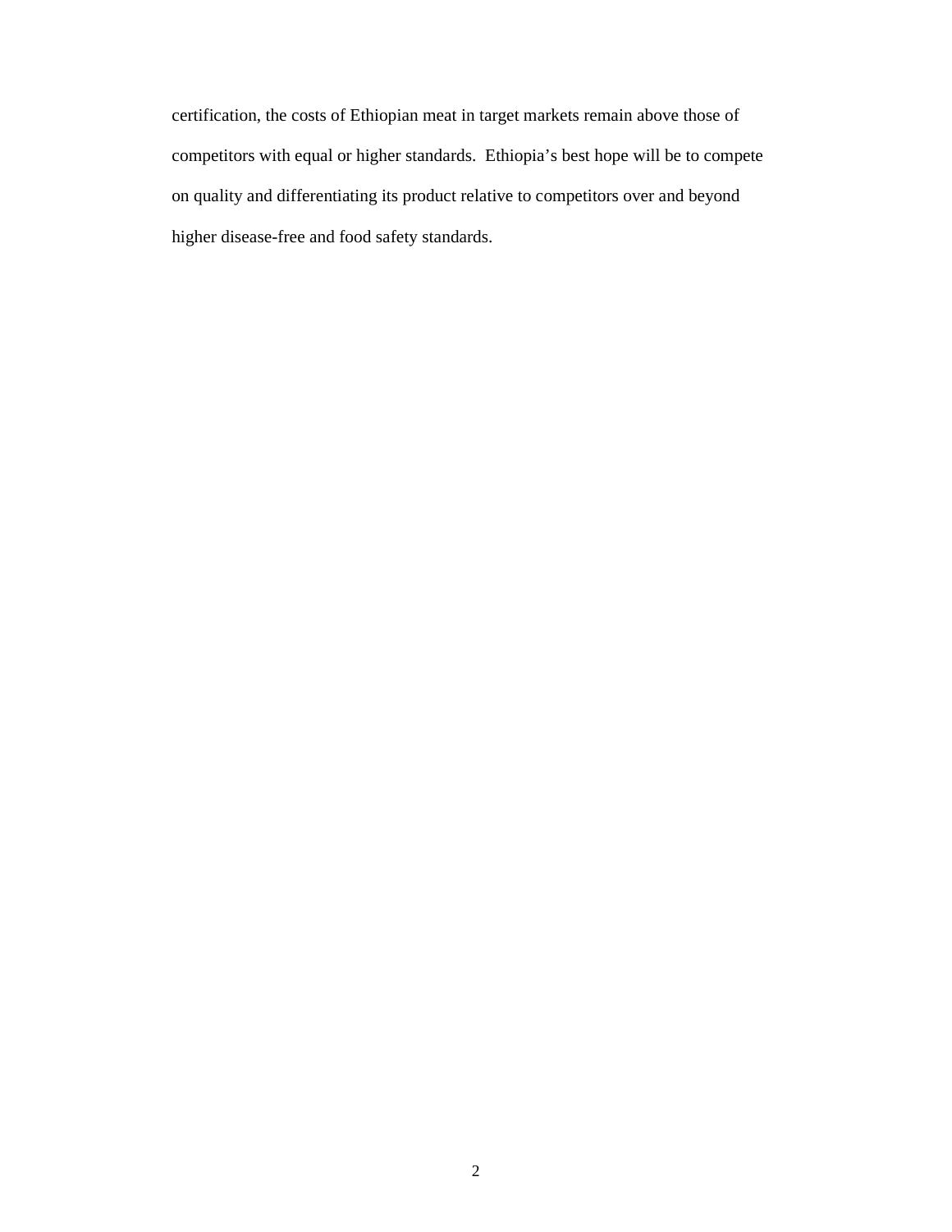certification, the costs of Ethiopian meat in target markets remain above those of competitors with equal or higher standards.  Ethiopia's best hope will be to compete on quality and differentiating its product relative to competitors over and beyond higher disease-free and food safety standards.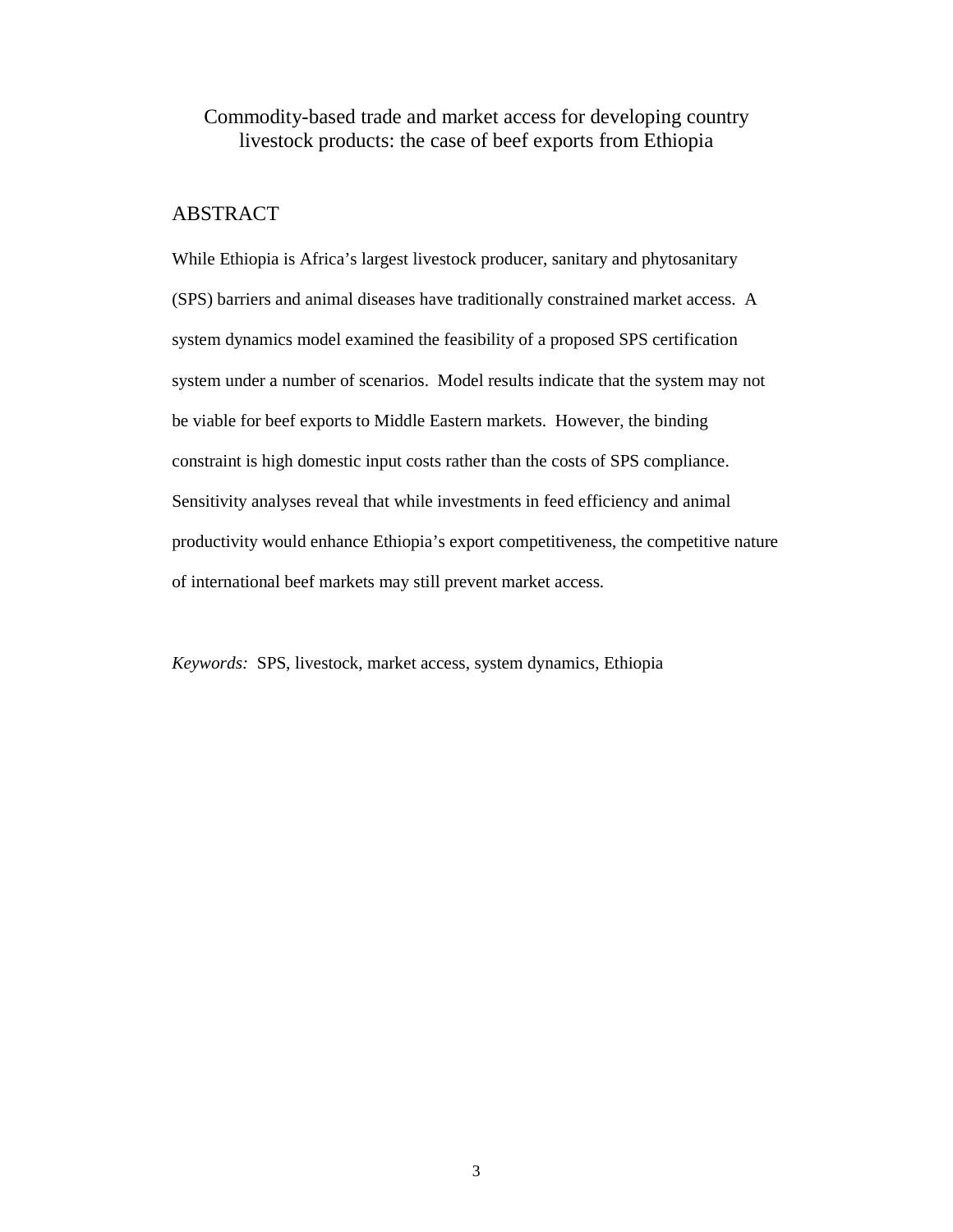# Commodity-based trade and market access for developing country livestock products: the case of beef exports from Ethiopia

## ABSTRACT

While Ethiopia is Africa's largest livestock producer, sanitary and phytosanitary (SPS) barriers and animal diseases have traditionally constrained market access. A system dynamics model examined the feasibility of a proposed SPS certification system under a number of scenarios. Model results indicate that the system may not be viable for beef exports to Middle Eastern markets. However, the binding constraint is high domestic input costs rather than the costs of SPS compliance. Sensitivity analyses reveal that while investments in feed efficiency and animal productivity would enhance Ethiopia's export competitiveness, the competitive nature of international beef markets may still prevent market access.

*Keywords:* SPS, livestock, market access, system dynamics, Ethiopia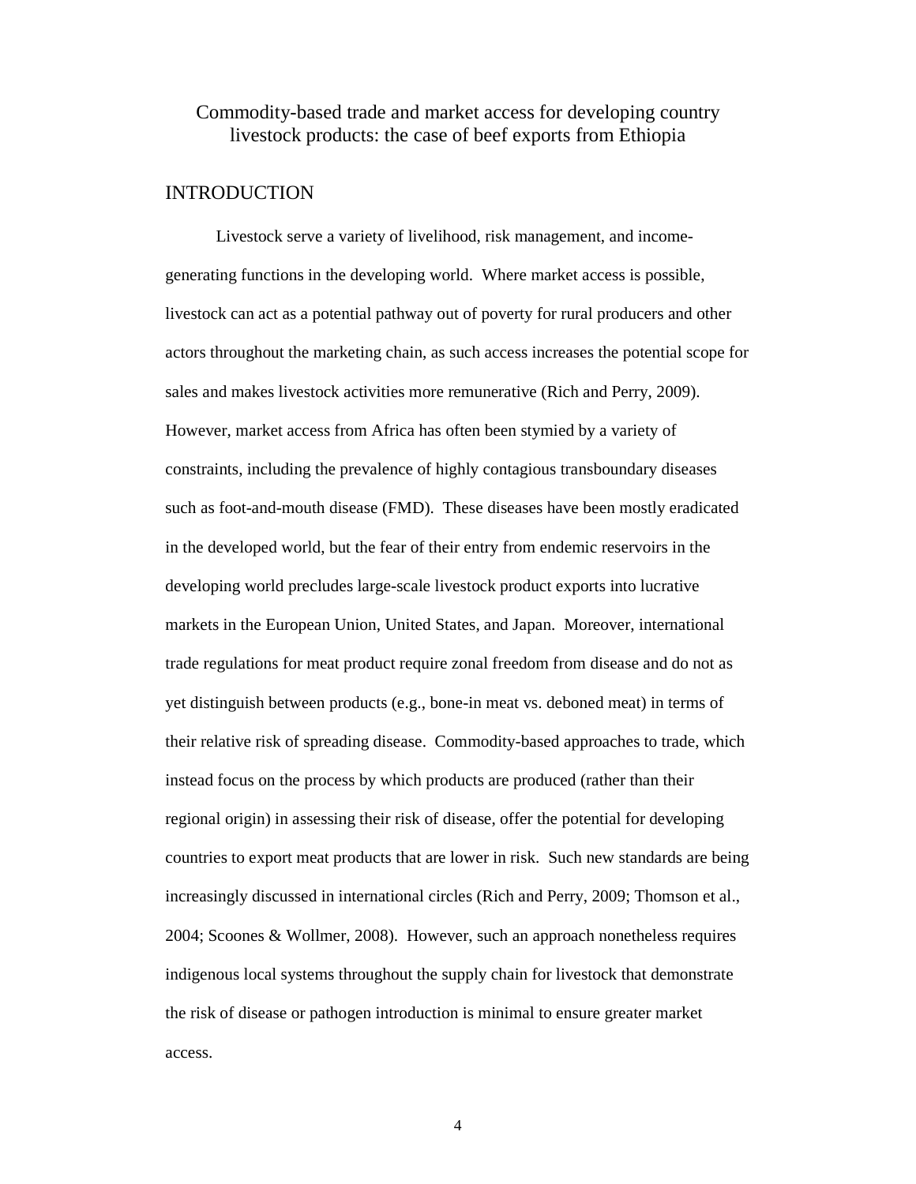# Commodity-based trade and market access for developing country livestock products: the case of beef exports from Ethiopia

## INTRODUCTION

Livestock serve a variety of livelihood, risk management, and income-generating functions in the developing world. Where market access is possible, livestock can act as a potential pathway out of poverty for rural producers and other actors throughout the marketing chain, as such access increases the potential scope for sales and makes livestock activities more remunerative (Rich and Perry, 2009). However, market access from Africa has often been stymied by a variety of constraints, including the prevalence of highly contagious transboundary diseases such as foot-and-mouth disease (FMD). These diseases have been mostly eradicated in the developed world, but the fear of their entry from endemic reservoirs in the developing world precludes large-scale livestock product exports into lucrative markets in the European Union, United States, and Japan. Moreover, international trade regulations for meat product require zonal freedom from disease and do not as yet distinguish between products (e.g., bone-in meat vs. deboned meat) in terms of their relative risk of spreading disease. Commodity-based approaches to trade, which instead focus on the process by which products are produced (rather than their regional origin) in assessing their risk of disease, offer the potential for developing countries to export meat products that are lower in risk. Such new standards are being increasingly discussed in international circles (Rich and Perry, 2009; Thomson et al., 2004; Scoones & Wollmer, 2008). However, such an approach nonetheless requires indigenous local systems throughout the supply chain for livestock that demonstrate the risk of disease or pathogen introduction is minimal to ensure greater market access.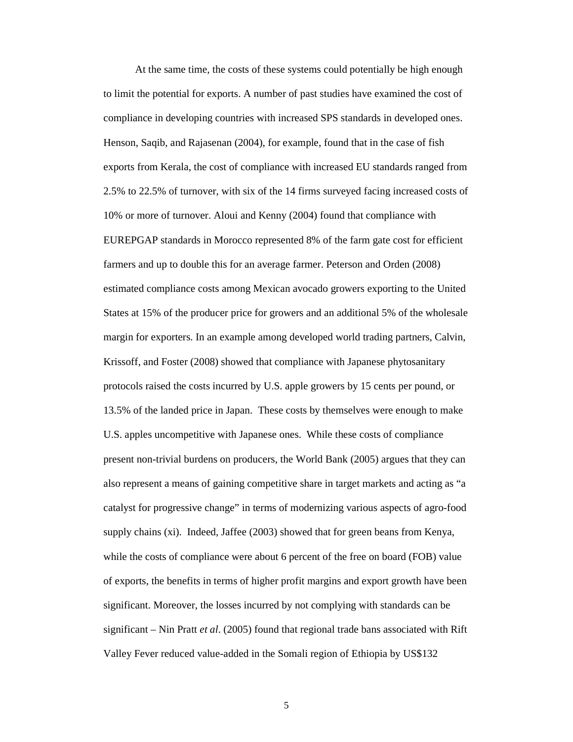At the same time, the costs of these systems could potentially be high enough to limit the potential for exports. A number of past studies have examined the cost of compliance in developing countries with increased SPS standards in developed ones. Henson, Saqib, and Rajasenan (2004), for example, found that in the case of fish exports from Kerala, the cost of compliance with increased EU standards ranged from 2.5% to 22.5% of turnover, with six of the 14 firms surveyed facing increased costs of 10% or more of turnover. Aloui and Kenny (2004) found that compliance with EUREPGAP standards in Morocco represented 8% of the farm gate cost for efficient farmers and up to double this for an average farmer. Peterson and Orden (2008) estimated compliance costs among Mexican avocado growers exporting to the United States at 15% of the producer price for growers and an additional 5% of the wholesale margin for exporters. In an example among developed world trading partners, Calvin, Krissoff, and Foster (2008) showed that compliance with Japanese phytosanitary protocols raised the costs incurred by U.S. apple growers by 15 cents per pound, or 13.5% of the landed price in Japan. These costs by themselves were enough to make U.S. apples uncompetitive with Japanese ones. While these costs of compliance present non-trivial burdens on producers, the World Bank (2005) argues that they can also represent a means of gaining competitive share in target markets and acting as "a catalyst for progressive change" in terms of modernizing various aspects of agro-food supply chains (xi). Indeed, Jaffee (2003) showed that for green beans from Kenya, while the costs of compliance were about 6 percent of the free on board (FOB) value of exports, the benefits in terms of higher profit margins and export growth have been significant. Moreover, the losses incurred by not complying with standards can be significant – Nin Pratt *et al*. (2005) found that regional trade bans associated with Rift Valley Fever reduced value-added in the Somali region of Ethiopia by US$132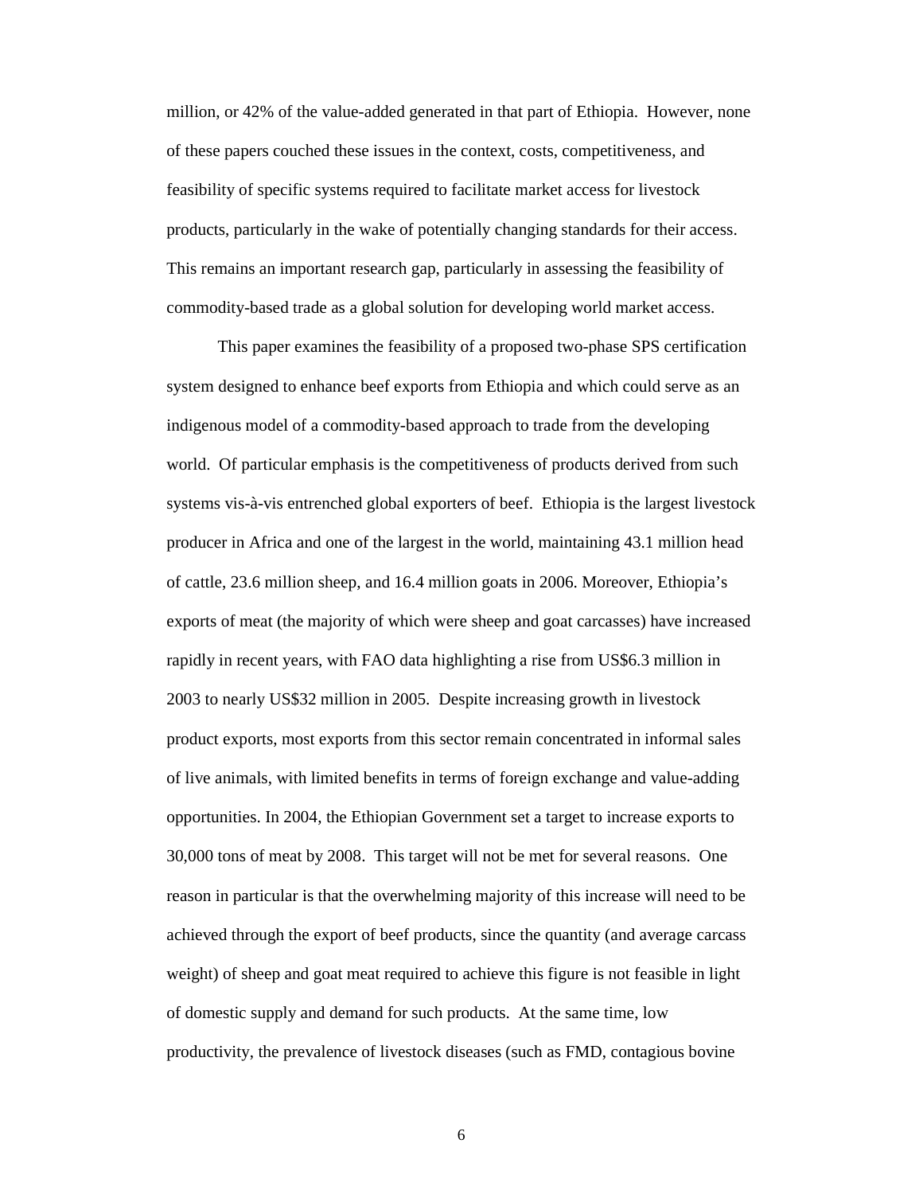million, or 42% of the value-added generated in that part of Ethiopia. However, none of these papers couched these issues in the context, costs, competitiveness, and feasibility of specific systems required to facilitate market access for livestock products, particularly in the wake of potentially changing standards for their access. This remains an important research gap, particularly in assessing the feasibility of commodity-based trade as a global solution for developing world market access.

This paper examines the feasibility of a proposed two-phase SPS certification system designed to enhance beef exports from Ethiopia and which could serve as an indigenous model of a commodity-based approach to trade from the developing world. Of particular emphasis is the competitiveness of products derived from such systems vis-à-vis entrenched global exporters of beef. Ethiopia is the largest livestock producer in Africa and one of the largest in the world, maintaining 43.1 million head of cattle, 23.6 million sheep, and 16.4 million goats in 2006. Moreover, Ethiopia's exports of meat (the majority of which were sheep and goat carcasses) have increased rapidly in recent years, with FAO data highlighting a rise from US$6.3 million in 2003 to nearly US$32 million in 2005. Despite increasing growth in livestock product exports, most exports from this sector remain concentrated in informal sales of live animals, with limited benefits in terms of foreign exchange and value-adding opportunities. In 2004, the Ethiopian Government set a target to increase exports to 30,000 tons of meat by 2008. This target will not be met for several reasons. One reason in particular is that the overwhelming majority of this increase will need to be achieved through the export of beef products, since the quantity (and average carcass weight) of sheep and goat meat required to achieve this figure is not feasible in light of domestic supply and demand for such products. At the same time, low productivity, the prevalence of livestock diseases (such as FMD, contagious bovine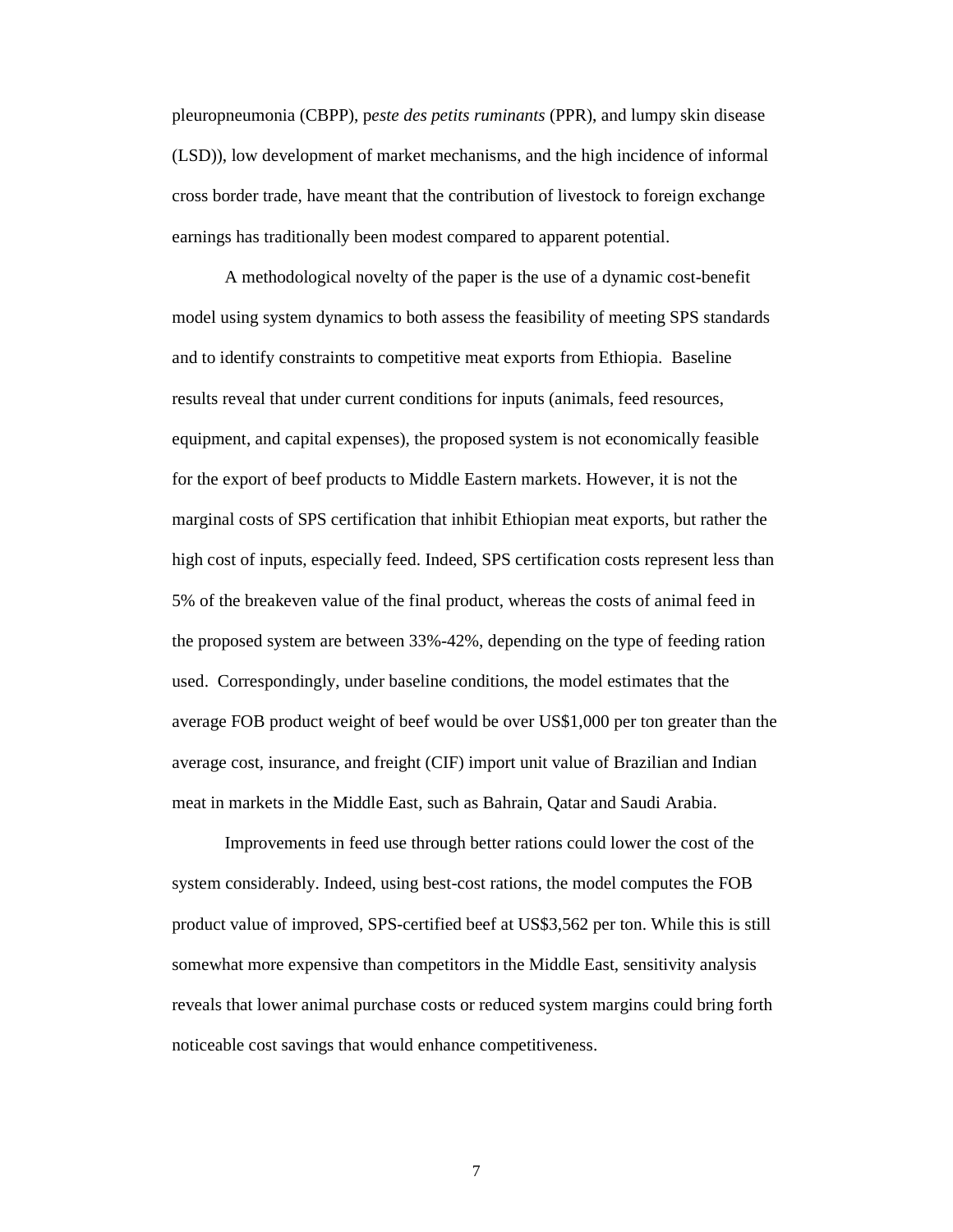pleuropneumonia (CBPP), p*este des petits ruminants* (PPR), and lumpy skin disease (LSD)), low development of market mechanisms, and the high incidence of informal cross border trade, have meant that the contribution of livestock to foreign exchange earnings has traditionally been modest compared to apparent potential.

A methodological novelty of the paper is the use of a dynamic cost-benefit model using system dynamics to both assess the feasibility of meeting SPS standards and to identify constraints to competitive meat exports from Ethiopia. Baseline results reveal that under current conditions for inputs (animals, feed resources, equipment, and capital expenses), the proposed system is not economically feasible for the export of beef products to Middle Eastern markets. However, it is not the marginal costs of SPS certification that inhibit Ethiopian meat exports, but rather the high cost of inputs, especially feed. Indeed, SPS certification costs represent less than 5% of the breakeven value of the final product, whereas the costs of animal feed in the proposed system are between 33%-42%, depending on the type of feeding ration used. Correspondingly, under baseline conditions, the model estimates that the average FOB product weight of beef would be over US$1,000 per ton greater than the average cost, insurance, and freight (CIF) import unit value of Brazilian and Indian meat in markets in the Middle East, such as Bahrain, Qatar and Saudi Arabia.

Improvements in feed use through better rations could lower the cost of the system considerably. Indeed, using best-cost rations, the model computes the FOB product value of improved, SPS-certified beef at US$3,562 per ton. While this is still somewhat more expensive than competitors in the Middle East, sensitivity analysis reveals that lower animal purchase costs or reduced system margins could bring forth noticeable cost savings that would enhance competitiveness.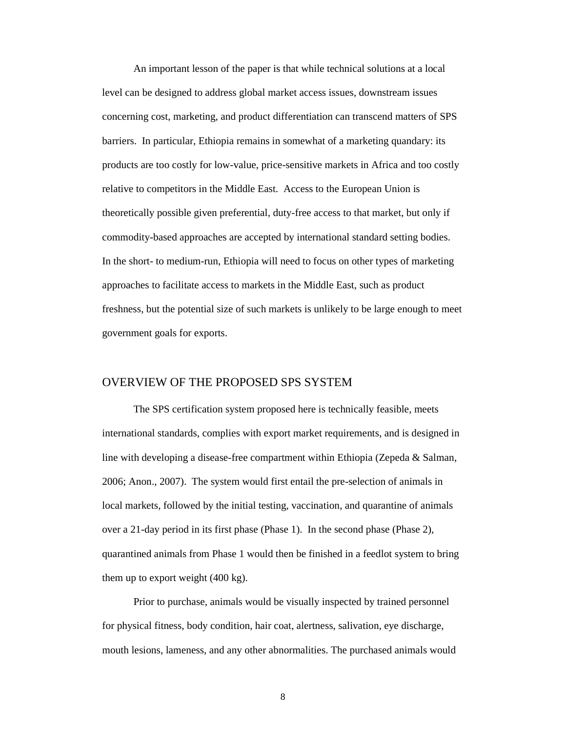An important lesson of the paper is that while technical solutions at a local level can be designed to address global market access issues, downstream issues concerning cost, marketing, and product differentiation can transcend matters of SPS barriers. In particular, Ethiopia remains in somewhat of a marketing quandary: its products are too costly for low-value, price-sensitive markets in Africa and too costly relative to competitors in the Middle East. Access to the European Union is theoretically possible given preferential, duty-free access to that market, but only if commodity-based approaches are accepted by international standard setting bodies. In the short- to medium-run, Ethiopia will need to focus on other types of marketing approaches to facilitate access to markets in the Middle East, such as product freshness, but the potential size of such markets is unlikely to be large enough to meet government goals for exports.

## OVERVIEW OF THE PROPOSED SPS SYSTEM

The SPS certification system proposed here is technically feasible, meets international standards, complies with export market requirements, and is designed in line with developing a disease-free compartment within Ethiopia (Zepeda & Salman, 2006; Anon., 2007). The system would first entail the pre-selection of animals in local markets, followed by the initial testing, vaccination, and quarantine of animals over a 21-day period in its first phase (Phase 1). In the second phase (Phase 2), quarantined animals from Phase 1 would then be finished in a feedlot system to bring them up to export weight (400 kg).

Prior to purchase, animals would be visually inspected by trained personnel for physical fitness, body condition, hair coat, alertness, salivation, eye discharge, mouth lesions, lameness, and any other abnormalities. The purchased animals would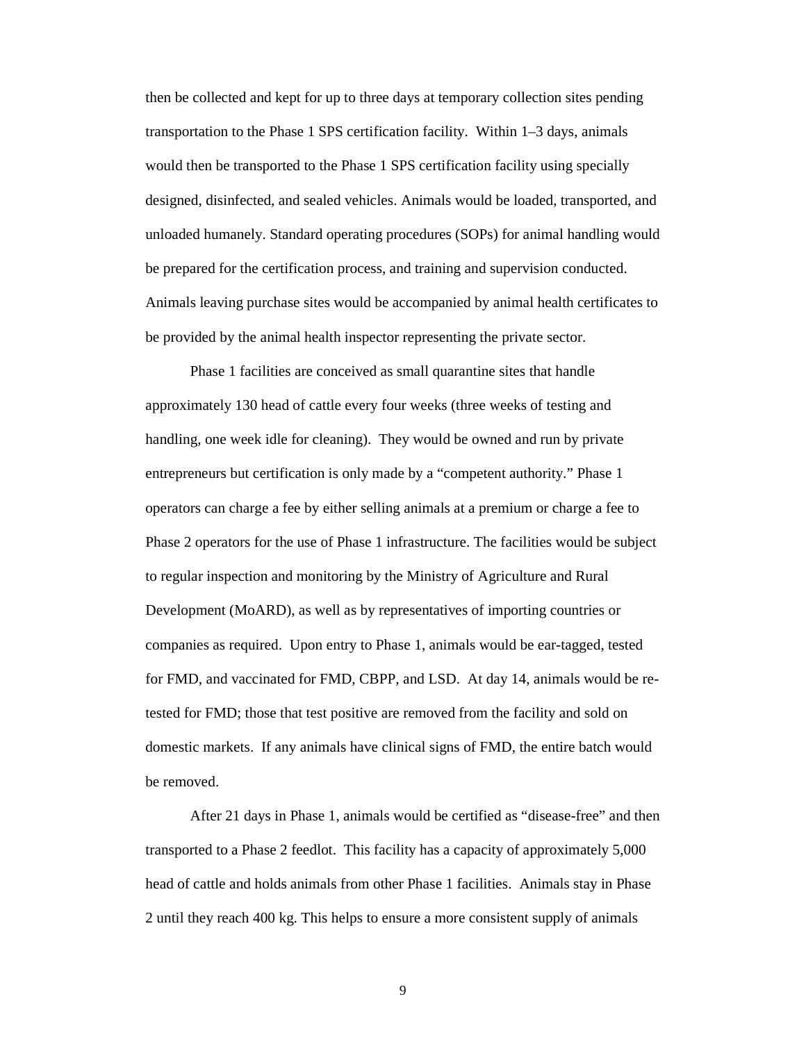then be collected and kept for up to three days at temporary collection sites pending transportation to the Phase 1 SPS certification facility. Within 1–3 days, animals would then be transported to the Phase 1 SPS certification facility using specially designed, disinfected, and sealed vehicles. Animals would be loaded, transported, and unloaded humanely. Standard operating procedures (SOPs) for animal handling would be prepared for the certification process, and training and supervision conducted. Animals leaving purchase sites would be accompanied by animal health certificates to be provided by the animal health inspector representing the private sector.

Phase 1 facilities are conceived as small quarantine sites that handle approximately 130 head of cattle every four weeks (three weeks of testing and handling, one week idle for cleaning). They would be owned and run by private entrepreneurs but certification is only made by a "competent authority." Phase 1 operators can charge a fee by either selling animals at a premium or charge a fee to Phase 2 operators for the use of Phase 1 infrastructure. The facilities would be subject to regular inspection and monitoring by the Ministry of Agriculture and Rural Development (MoARD), as well as by representatives of importing countries or companies as required. Upon entry to Phase 1, animals would be ear-tagged, tested for FMD, and vaccinated for FMD, CBPP, and LSD. At day 14, animals would be re-tested for FMD; those that test positive are removed from the facility and sold on domestic markets. If any animals have clinical signs of FMD, the entire batch would be removed.

After 21 days in Phase 1, animals would be certified as "disease-free" and then transported to a Phase 2 feedlot. This facility has a capacity of approximately 5,000 head of cattle and holds animals from other Phase 1 facilities. Animals stay in Phase 2 until they reach 400 kg. This helps to ensure a more consistent supply of animals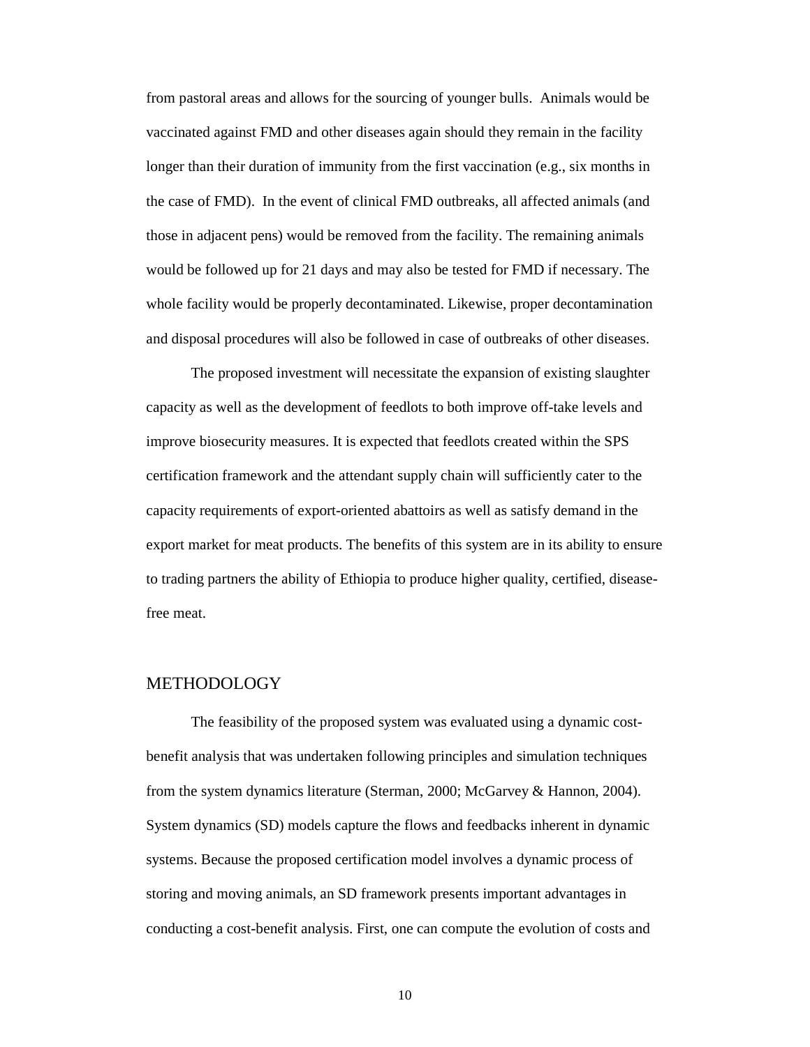from pastoral areas and allows for the sourcing of younger bulls. Animals would be vaccinated against FMD and other diseases again should they remain in the facility longer than their duration of immunity from the first vaccination (e.g., six months in the case of FMD). In the event of clinical FMD outbreaks, all affected animals (and those in adjacent pens) would be removed from the facility. The remaining animals would be followed up for 21 days and may also be tested for FMD if necessary. The whole facility would be properly decontaminated. Likewise, proper decontamination and disposal procedures will also be followed in case of outbreaks of other diseases.

The proposed investment will necessitate the expansion of existing slaughter capacity as well as the development of feedlots to both improve off-take levels and improve biosecurity measures. It is expected that feedlots created within the SPS certification framework and the attendant supply chain will sufficiently cater to the capacity requirements of export-oriented abattoirs as well as satisfy demand in the export market for meat products. The benefits of this system are in its ability to ensure to trading partners the ability of Ethiopia to produce higher quality, certified, disease-free meat.

## METHODOLOGY

The feasibility of the proposed system was evaluated using a dynamic cost-benefit analysis that was undertaken following principles and simulation techniques from the system dynamics literature (Sterman, 2000; McGarvey & Hannon, 2004). System dynamics (SD) models capture the flows and feedbacks inherent in dynamic systems. Because the proposed certification model involves a dynamic process of storing and moving animals, an SD framework presents important advantages in conducting a cost-benefit analysis. First, one can compute the evolution of costs and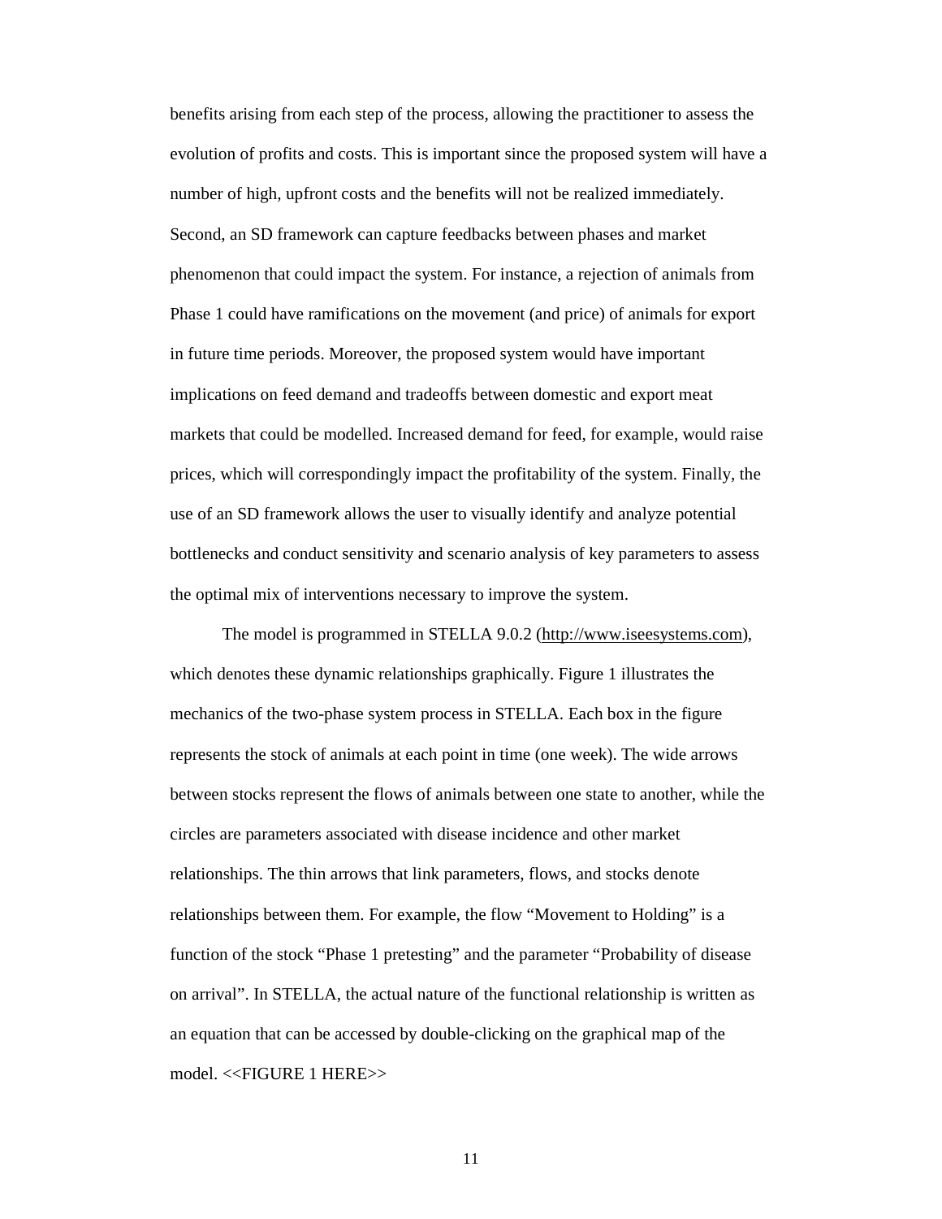benefits arising from each step of the process, allowing the practitioner to assess the evolution of profits and costs. This is important since the proposed system will have a number of high, upfront costs and the benefits will not be realized immediately. Second, an SD framework can capture feedbacks between phases and market phenomenon that could impact the system. For instance, a rejection of animals from Phase 1 could have ramifications on the movement (and price) of animals for export in future time periods. Moreover, the proposed system would have important implications on feed demand and tradeoffs between domestic and export meat markets that could be modelled. Increased demand for feed, for example, would raise prices, which will correspondingly impact the profitability of the system. Finally, the use of an SD framework allows the user to visually identify and analyze potential bottlenecks and conduct sensitivity and scenario analysis of key parameters to assess the optimal mix of interventions necessary to improve the system.

The model is programmed in STELLA 9.0.2 (http://www.iseesystems.com), which denotes these dynamic relationships graphically. Figure 1 illustrates the mechanics of the two-phase system process in STELLA. Each box in the figure represents the stock of animals at each point in time (one week). The wide arrows between stocks represent the flows of animals between one state to another, while the circles are parameters associated with disease incidence and other market relationships. The thin arrows that link parameters, flows, and stocks denote relationships between them. For example, the flow "Movement to Holding" is a function of the stock "Phase 1 pretesting" and the parameter "Probability of disease on arrival". In STELLA, the actual nature of the functional relationship is written as an equation that can be accessed by double-clicking on the graphical map of the model. <<FIGURE 1 HERE>>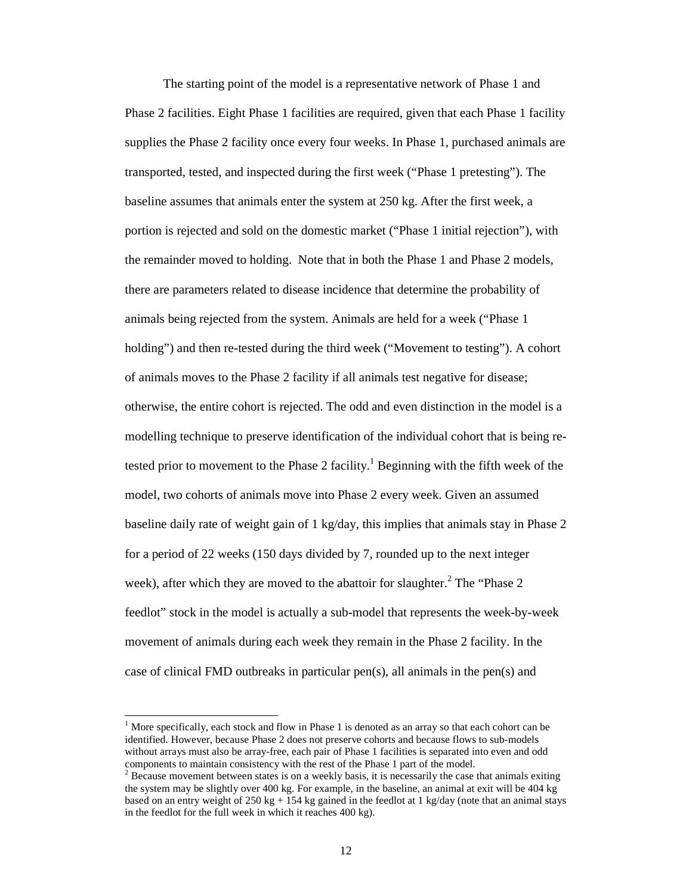The starting point of the model is a representative network of Phase 1 and Phase 2 facilities. Eight Phase 1 facilities are required, given that each Phase 1 facility supplies the Phase 2 facility once every four weeks. In Phase 1, purchased animals are transported, tested, and inspected during the first week ("Phase 1 pretesting"). The baseline assumes that animals enter the system at 250 kg. After the first week, a portion is rejected and sold on the domestic market ("Phase 1 initial rejection"), with the remainder moved to holding. Note that in both the Phase 1 and Phase 2 models, there are parameters related to disease incidence that determine the probability of animals being rejected from the system. Animals are held for a week ("Phase 1 holding") and then re-tested during the third week ("Movement to testing"). A cohort of animals moves to the Phase 2 facility if all animals test negative for disease; otherwise, the entire cohort is rejected. The odd and even distinction in the model is a modelling technique to preserve identification of the individual cohort that is being re-tested prior to movement to the Phase 2 facility.[1] Beginning with the fifth week of the model, two cohorts of animals move into Phase 2 every week. Given an assumed baseline daily rate of weight gain of 1 kg/day, this implies that animals stay in Phase 2 for a period of 22 weeks (150 days divided by 7, rounded up to the next integer week), after which they are moved to the abattoir for slaughter.[2] The "Phase 2 feedlot" stock in the model is actually a sub-model that represents the week-by-week movement of animals during each week they remain in the Phase 2 facility. In the case of clinical FMD outbreaks in particular pen(s), all animals in the pen(s) and

---

[1] More specifically, each stock and flow in Phase 1 is denoted as an array so that each cohort can be identified. However, because Phase 2 does not preserve cohorts and because flows to sub-models without arrays must also be array-free, each pair of Phase 1 facilities is separated into even and odd components to maintain consistency with the rest of the Phase 1 part of the model.

[2] Because movement between states is on a weekly basis, it is necessarily the case that animals exiting the system may be slightly over 400 kg. For example, in the baseline, an animal at exit will be 404 kg based on an entry weight of 250 kg + 154 kg gained in the feedlot at 1 kg/day (note that an animal stays in the feedlot for the full week in which it reaches 400 kg).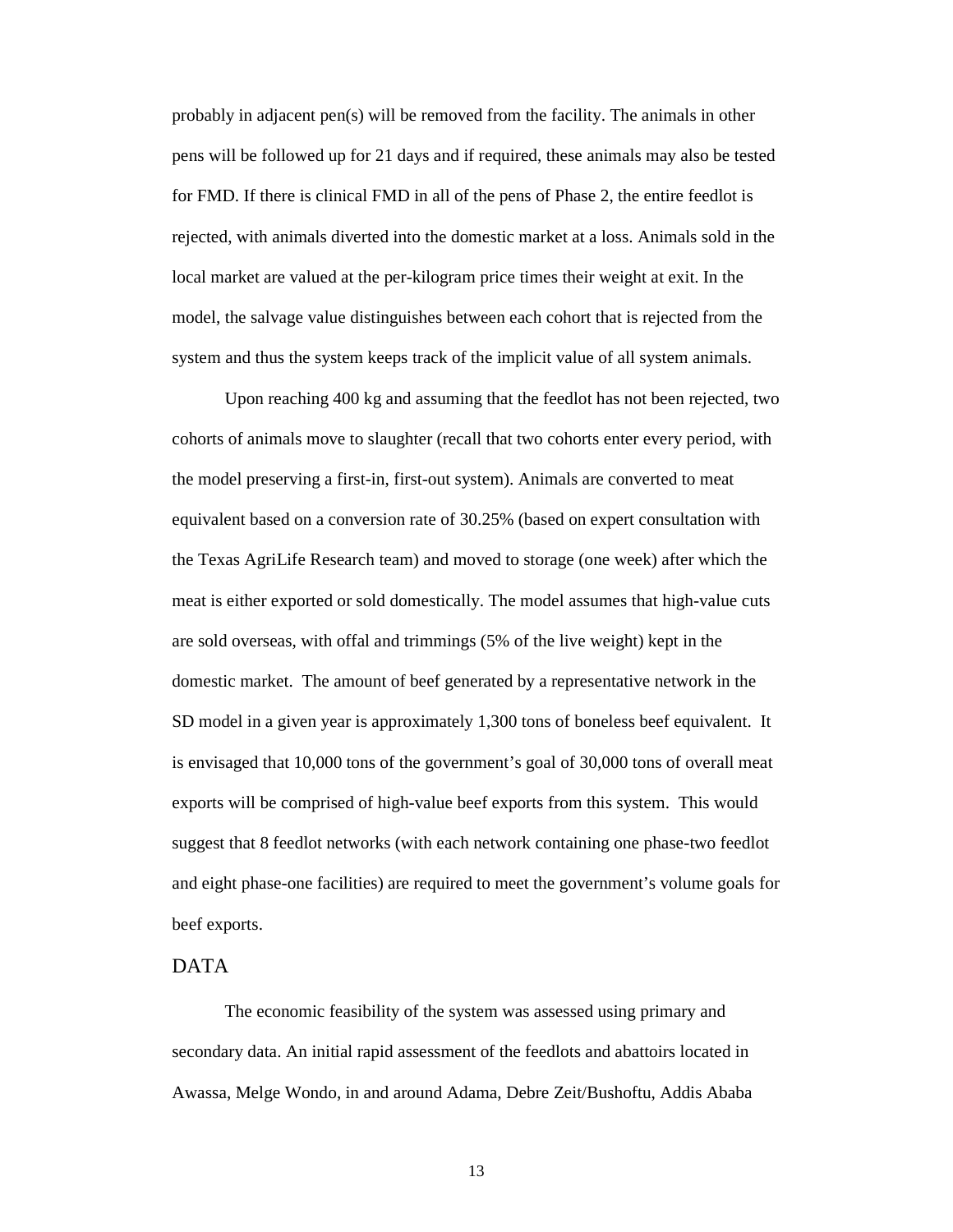probably in adjacent pen(s) will be removed from the facility. The animals in other pens will be followed up for 21 days and if required, these animals may also be tested for FMD. If there is clinical FMD in all of the pens of Phase 2, the entire feedlot is rejected, with animals diverted into the domestic market at a loss. Animals sold in the local market are valued at the per-kilogram price times their weight at exit. In the model, the salvage value distinguishes between each cohort that is rejected from the system and thus the system keeps track of the implicit value of all system animals.

Upon reaching 400 kg and assuming that the feedlot has not been rejected, two cohorts of animals move to slaughter (recall that two cohorts enter every period, with the model preserving a first-in, first-out system). Animals are converted to meat equivalent based on a conversion rate of 30.25% (based on expert consultation with the Texas AgriLife Research team) and moved to storage (one week) after which the meat is either exported or sold domestically. The model assumes that high-value cuts are sold overseas, with offal and trimmings (5% of the live weight) kept in the domestic market. The amount of beef generated by a representative network in the SD model in a given year is approximately 1,300 tons of boneless beef equivalent. It is envisaged that 10,000 tons of the government's goal of 30,000 tons of overall meat exports will be comprised of high-value beef exports from this system. This would suggest that 8 feedlot networks (with each network containing one phase-two feedlot and eight phase-one facilities) are required to meet the government's volume goals for beef exports.

## DATA

The economic feasibility of the system was assessed using primary and secondary data. An initial rapid assessment of the feedlots and abattoirs located in Awassa, Melge Wondo, in and around Adama, Debre Zeit/Bushoftu, Addis Ababa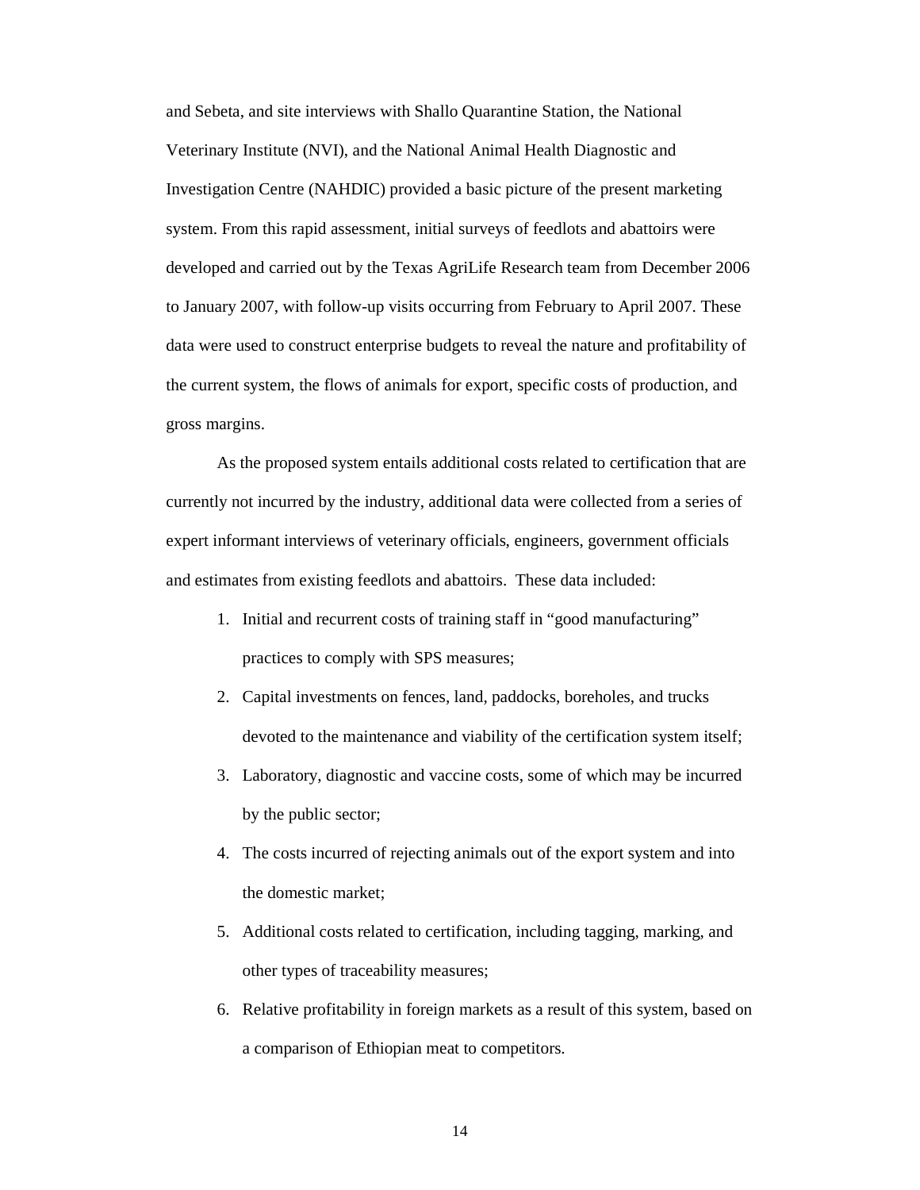and Sebeta, and site interviews with Shallo Quarantine Station, the National Veterinary Institute (NVI), and the National Animal Health Diagnostic and Investigation Centre (NAHDIC) provided a basic picture of the present marketing system. From this rapid assessment, initial surveys of feedlots and abattoirs were developed and carried out by the Texas AgriLife Research team from December 2006 to January 2007, with follow-up visits occurring from February to April 2007. These data were used to construct enterprise budgets to reveal the nature and profitability of the current system, the flows of animals for export, specific costs of production, and gross margins.

As the proposed system entails additional costs related to certification that are currently not incurred by the industry, additional data were collected from a series of expert informant interviews of veterinary officials, engineers, government officials and estimates from existing feedlots and abattoirs. These data included:

1. Initial and recurrent costs of training staff in "good manufacturing" practices to comply with SPS measures;
2. Capital investments on fences, land, paddocks, boreholes, and trucks devoted to the maintenance and viability of the certification system itself;
3. Laboratory, diagnostic and vaccine costs, some of which may be incurred by the public sector;
4. The costs incurred of rejecting animals out of the export system and into the domestic market;
5. Additional costs related to certification, including tagging, marking, and other types of traceability measures;
6. Relative profitability in foreign markets as a result of this system, based on a comparison of Ethiopian meat to competitors.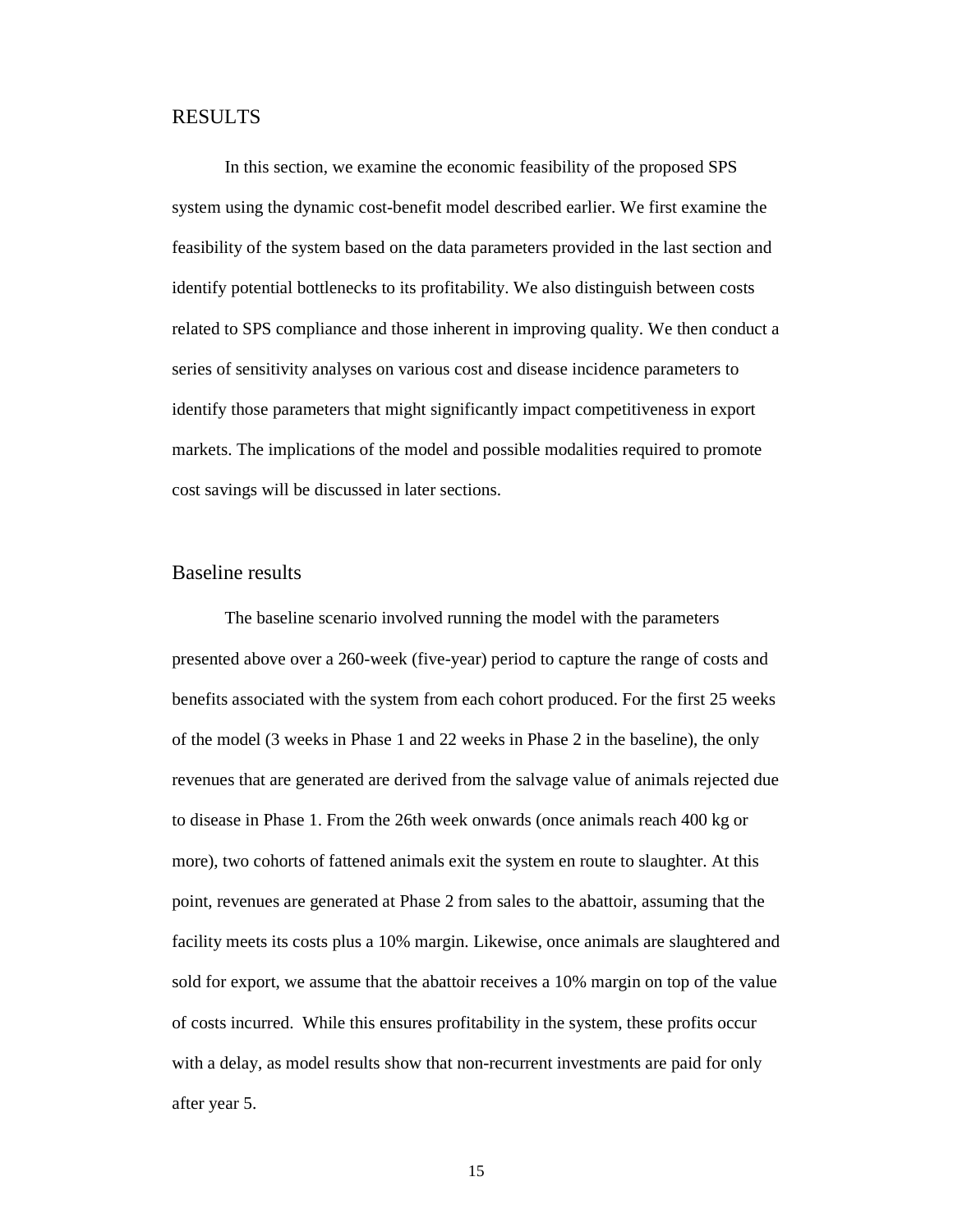# RESULTS

In this section, we examine the economic feasibility of the proposed SPS system using the dynamic cost-benefit model described earlier. We first examine the feasibility of the system based on the data parameters provided in the last section and identify potential bottlenecks to its profitability. We also distinguish between costs related to SPS compliance and those inherent in improving quality. We then conduct a series of sensitivity analyses on various cost and disease incidence parameters to identify those parameters that might significantly impact competitiveness in export markets. The implications of the model and possible modalities required to promote cost savings will be discussed in later sections.

## Baseline results

The baseline scenario involved running the model with the parameters presented above over a 260-week (five-year) period to capture the range of costs and benefits associated with the system from each cohort produced. For the first 25 weeks of the model (3 weeks in Phase 1 and 22 weeks in Phase 2 in the baseline), the only revenues that are generated are derived from the salvage value of animals rejected due to disease in Phase 1. From the 26th week onwards (once animals reach 400 kg or more), two cohorts of fattened animals exit the system en route to slaughter. At this point, revenues are generated at Phase 2 from sales to the abattoir, assuming that the facility meets its costs plus a 10% margin. Likewise, once animals are slaughtered and sold for export, we assume that the abattoir receives a 10% margin on top of the value of costs incurred. While this ensures profitability in the system, these profits occur with a delay, as model results show that non-recurrent investments are paid for only after year 5.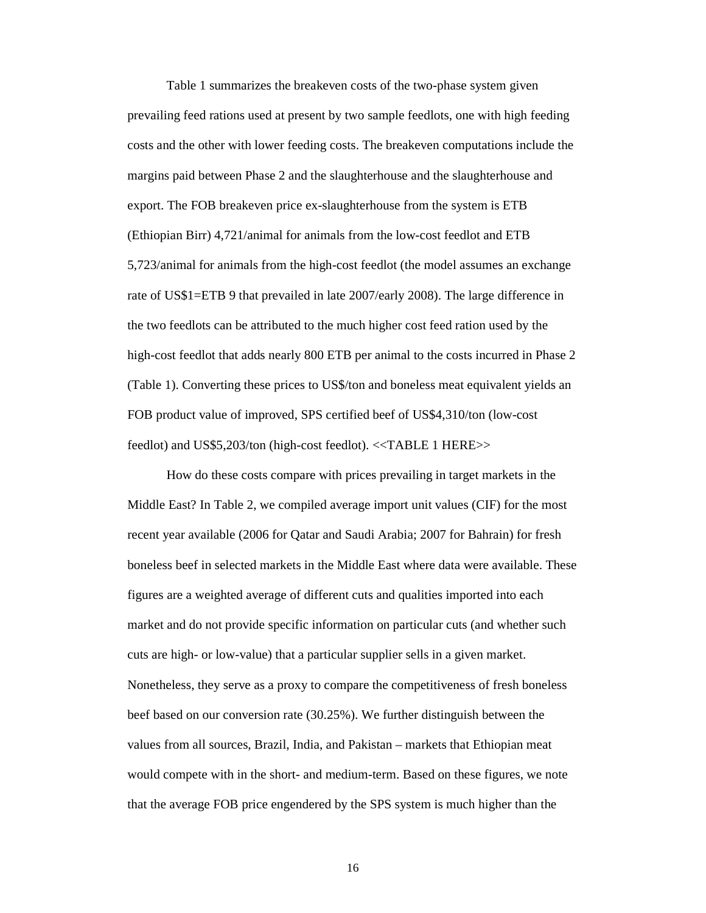Table 1 summarizes the breakeven costs of the two-phase system given prevailing feed rations used at present by two sample feedlots, one with high feeding costs and the other with lower feeding costs. The breakeven computations include the margins paid between Phase 2 and the slaughterhouse and the slaughterhouse and export. The FOB breakeven price ex-slaughterhouse from the system is ETB (Ethiopian Birr) 4,721/animal for animals from the low-cost feedlot and ETB 5,723/animal for animals from the high-cost feedlot (the model assumes an exchange rate of US$1=ETB 9 that prevailed in late 2007/early 2008). The large difference in the two feedlots can be attributed to the much higher cost feed ration used by the high-cost feedlot that adds nearly 800 ETB per animal to the costs incurred in Phase 2 (Table 1). Converting these prices to US$/ton and boneless meat equivalent yields an FOB product value of improved, SPS certified beef of US$4,310/ton (low-cost feedlot) and US$5,203/ton (high-cost feedlot). <<TABLE 1 HERE>>

How do these costs compare with prices prevailing in target markets in the Middle East? In Table 2, we compiled average import unit values (CIF) for the most recent year available (2006 for Qatar and Saudi Arabia; 2007 for Bahrain) for fresh boneless beef in selected markets in the Middle East where data were available. These figures are a weighted average of different cuts and qualities imported into each market and do not provide specific information on particular cuts (and whether such cuts are high- or low-value) that a particular supplier sells in a given market. Nonetheless, they serve as a proxy to compare the competitiveness of fresh boneless beef based on our conversion rate (30.25%). We further distinguish between the values from all sources, Brazil, India, and Pakistan – markets that Ethiopian meat would compete with in the short- and medium-term. Based on these figures, we note that the average FOB price engendered by the SPS system is much higher than the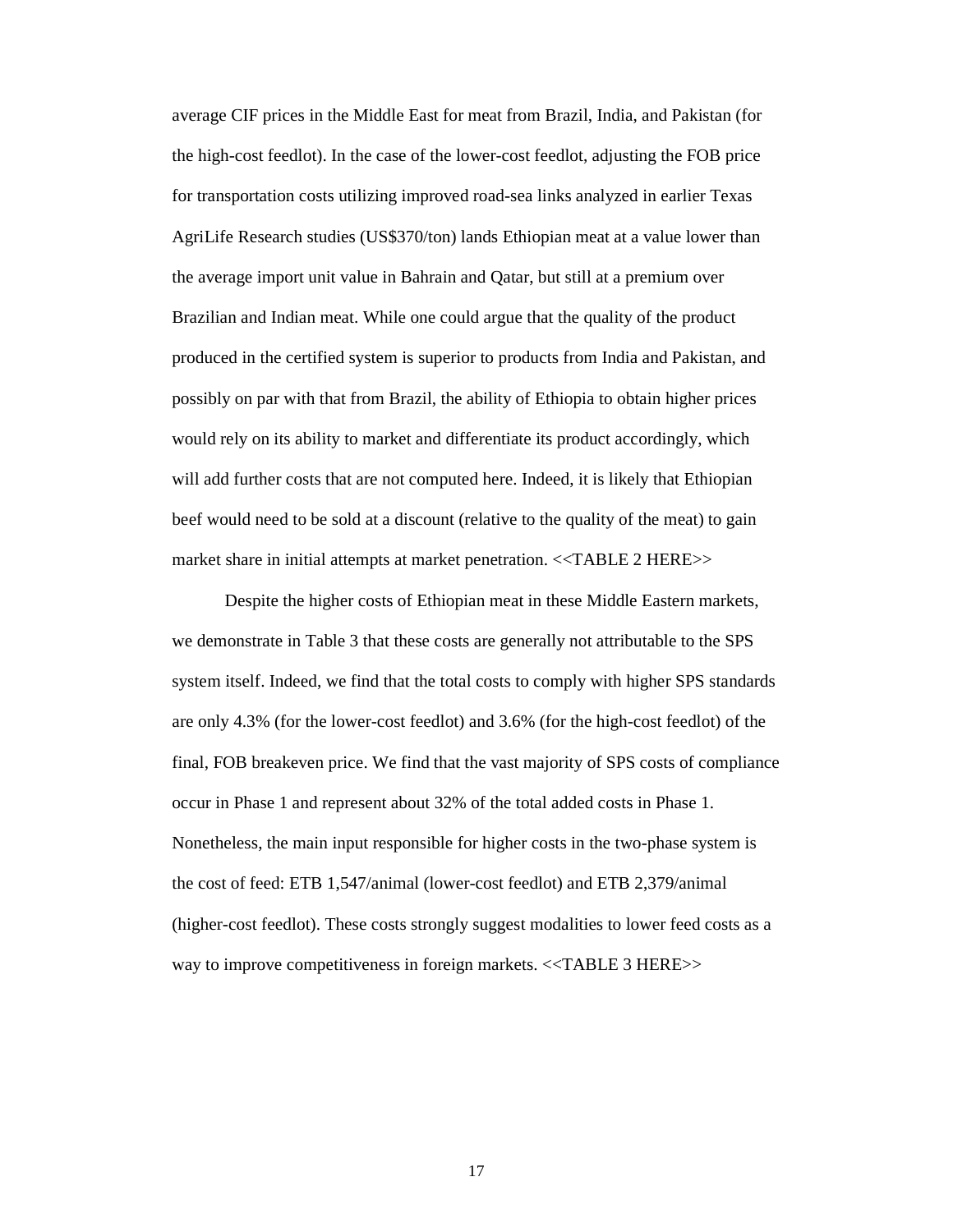average CIF prices in the Middle East for meat from Brazil, India, and Pakistan (for the high-cost feedlot). In the case of the lower-cost feedlot, adjusting the FOB price for transportation costs utilizing improved road-sea links analyzed in earlier Texas AgriLife Research studies (US$370/ton) lands Ethiopian meat at a value lower than the average import unit value in Bahrain and Qatar, but still at a premium over Brazilian and Indian meat. While one could argue that the quality of the product produced in the certified system is superior to products from India and Pakistan, and possibly on par with that from Brazil, the ability of Ethiopia to obtain higher prices would rely on its ability to market and differentiate its product accordingly, which will add further costs that are not computed here. Indeed, it is likely that Ethiopian beef would need to be sold at a discount (relative to the quality of the meat) to gain market share in initial attempts at market penetration. <<TABLE 2 HERE>>

Despite the higher costs of Ethiopian meat in these Middle Eastern markets, we demonstrate in Table 3 that these costs are generally not attributable to the SPS system itself. Indeed, we find that the total costs to comply with higher SPS standards are only 4.3% (for the lower-cost feedlot) and 3.6% (for the high-cost feedlot) of the final, FOB breakeven price. We find that the vast majority of SPS costs of compliance occur in Phase 1 and represent about 32% of the total added costs in Phase 1. Nonetheless, the main input responsible for higher costs in the two-phase system is the cost of feed: ETB 1,547/animal (lower-cost feedlot) and ETB 2,379/animal (higher-cost feedlot). These costs strongly suggest modalities to lower feed costs as a way to improve competitiveness in foreign markets. <<TABLE 3 HERE>>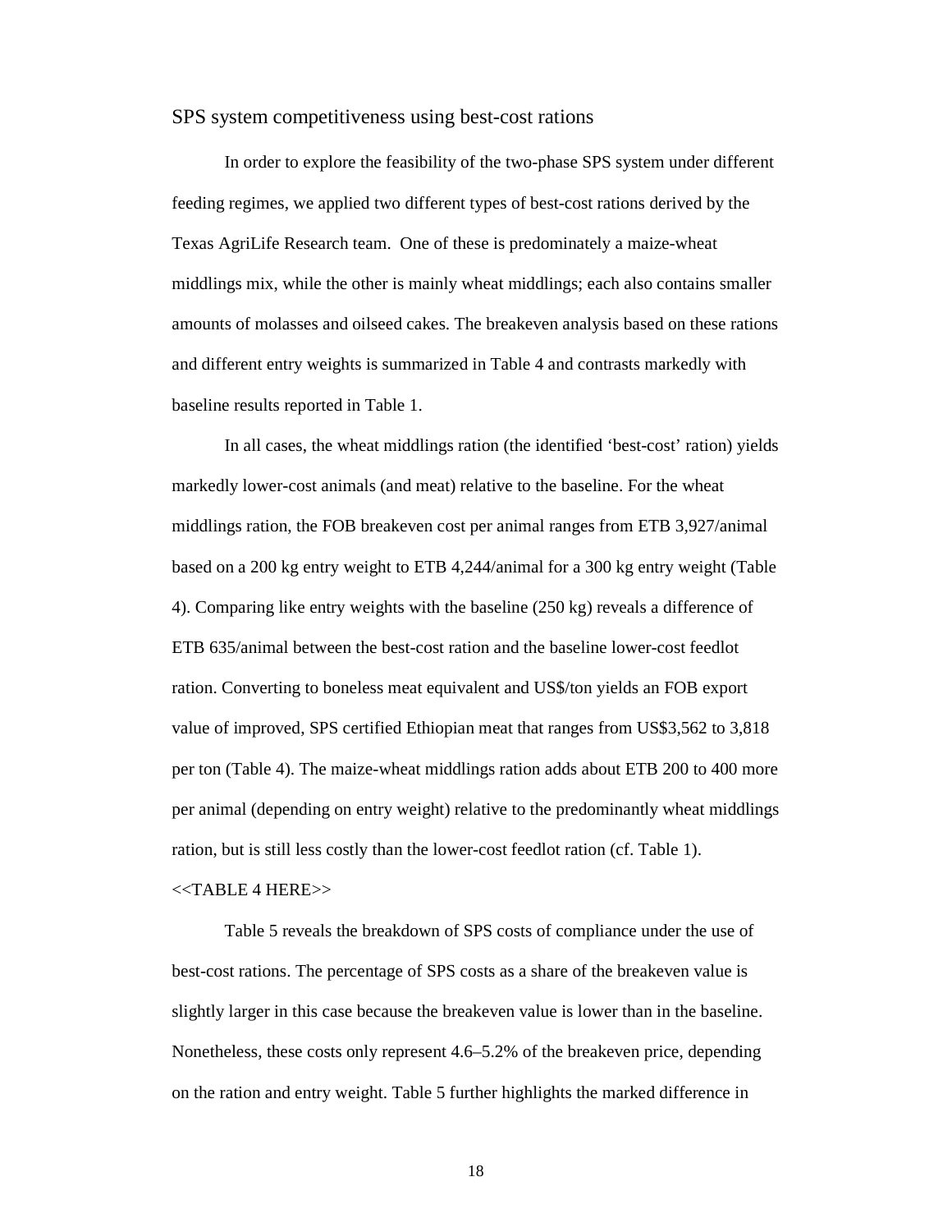## SPS system competitiveness using best-cost rations

In order to explore the feasibility of the two-phase SPS system under different feeding regimes, we applied two different types of best-cost rations derived by the Texas AgriLife Research team. One of these is predominately a maize-wheat middlings mix, while the other is mainly wheat middlings; each also contains smaller amounts of molasses and oilseed cakes. The breakeven analysis based on these rations and different entry weights is summarized in Table 4 and contrasts markedly with baseline results reported in Table 1.

In all cases, the wheat middlings ration (the identified 'best-cost' ration) yields markedly lower-cost animals (and meat) relative to the baseline. For the wheat middlings ration, the FOB breakeven cost per animal ranges from ETB 3,927/animal based on a 200 kg entry weight to ETB 4,244/animal for a 300 kg entry weight (Table 4). Comparing like entry weights with the baseline (250 kg) reveals a difference of ETB 635/animal between the best-cost ration and the baseline lower-cost feedlot ration. Converting to boneless meat equivalent and US$/ton yields an FOB export value of improved, SPS certified Ethiopian meat that ranges from US$3,562 to 3,818 per ton (Table 4). The maize-wheat middlings ration adds about ETB 200 to 400 more per animal (depending on entry weight) relative to the predominantly wheat middlings ration, but is still less costly than the lower-cost feedlot ration (cf. Table 1).

<<TABLE 4 HERE>>

Table 5 reveals the breakdown of SPS costs of compliance under the use of best-cost rations. The percentage of SPS costs as a share of the breakeven value is slightly larger in this case because the breakeven value is lower than in the baseline. Nonetheless, these costs only represent 4.6–5.2% of the breakeven price, depending on the ration and entry weight. Table 5 further highlights the marked difference in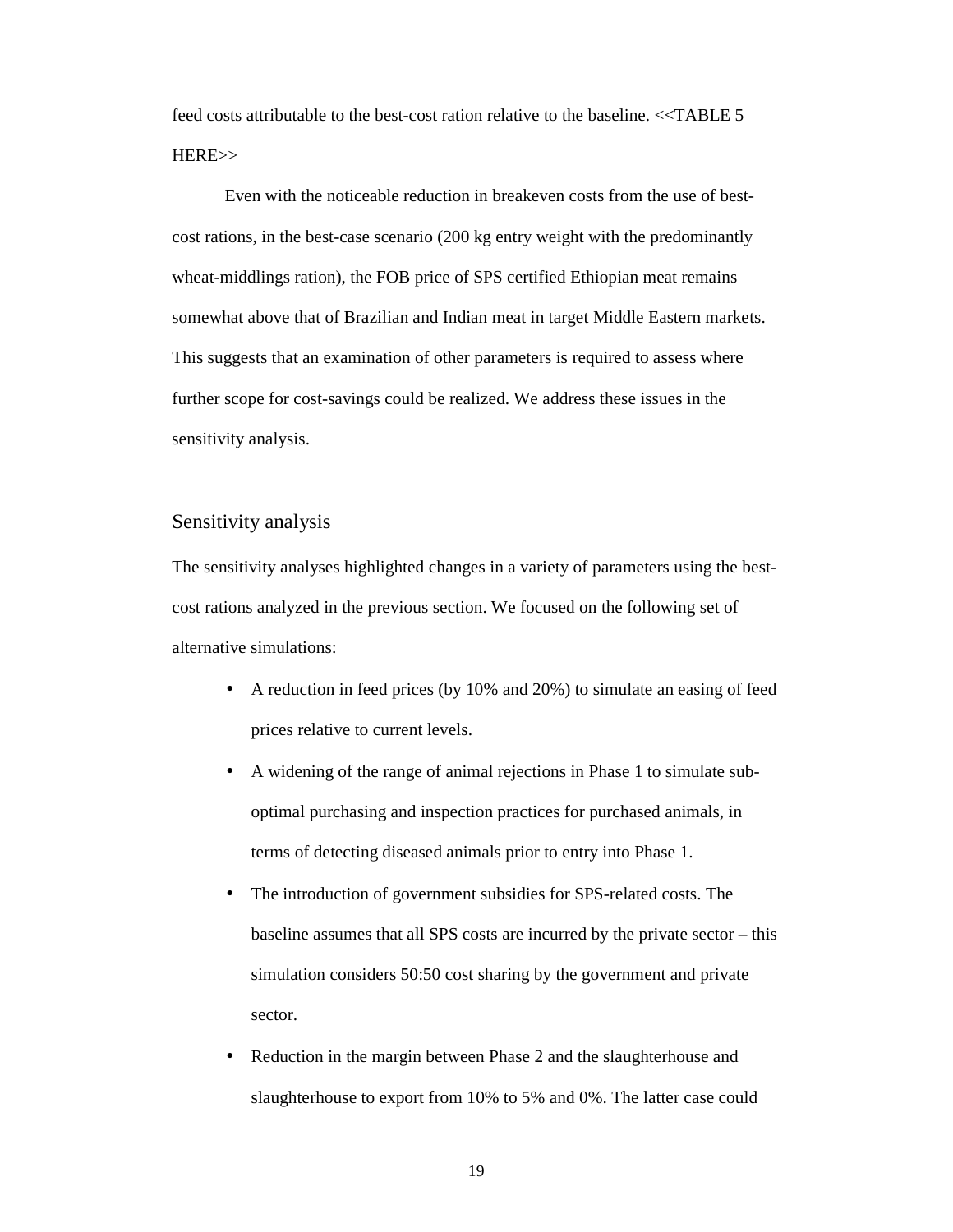feed costs attributable to the best-cost ration relative to the baseline. <<TABLE 5 HERE>>

Even with the noticeable reduction in breakeven costs from the use of best-cost rations, in the best-case scenario (200 kg entry weight with the predominantly wheat-middlings ration), the FOB price of SPS certified Ethiopian meat remains somewhat above that of Brazilian and Indian meat in target Middle Eastern markets. This suggests that an examination of other parameters is required to assess where further scope for cost-savings could be realized. We address these issues in the sensitivity analysis.

## Sensitivity analysis

The sensitivity analyses highlighted changes in a variety of parameters using the best-cost rations analyzed in the previous section. We focused on the following set of alternative simulations:

- A reduction in feed prices (by 10% and 20%) to simulate an easing of feed prices relative to current levels.
- A widening of the range of animal rejections in Phase 1 to simulate sub-optimal purchasing and inspection practices for purchased animals, in terms of detecting diseased animals prior to entry into Phase 1.
- The introduction of government subsidies for SPS-related costs. The baseline assumes that all SPS costs are incurred by the private sector – this simulation considers 50:50 cost sharing by the government and private sector.
- Reduction in the margin between Phase 2 and the slaughterhouse and slaughterhouse to export from 10% to 5% and 0%. The latter case could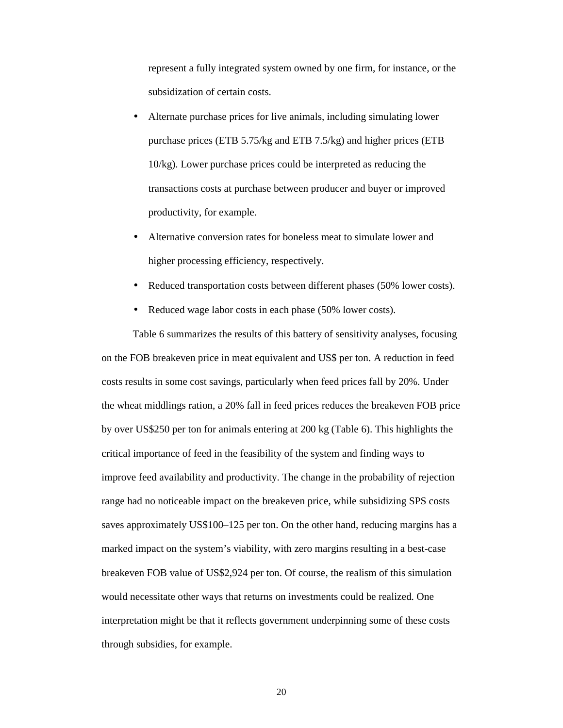represent a fully integrated system owned by one firm, for instance, or the subsidization of certain costs.

- Alternate purchase prices for live animals, including simulating lower purchase prices (ETB 5.75/kg and ETB 7.5/kg) and higher prices (ETB 10/kg). Lower purchase prices could be interpreted as reducing the transactions costs at purchase between producer and buyer or improved productivity, for example.
- Alternative conversion rates for boneless meat to simulate lower and higher processing efficiency, respectively.
- Reduced transportation costs between different phases (50% lower costs).
- Reduced wage labor costs in each phase (50% lower costs).

Table 6 summarizes the results of this battery of sensitivity analyses, focusing on the FOB breakeven price in meat equivalent and US$ per ton. A reduction in feed costs results in some cost savings, particularly when feed prices fall by 20%. Under the wheat middlings ration, a 20% fall in feed prices reduces the breakeven FOB price by over US$250 per ton for animals entering at 200 kg (Table 6). This highlights the critical importance of feed in the feasibility of the system and finding ways to improve feed availability and productivity. The change in the probability of rejection range had no noticeable impact on the breakeven price, while subsidizing SPS costs saves approximately US$100–125 per ton. On the other hand, reducing margins has a marked impact on the system's viability, with zero margins resulting in a best-case breakeven FOB value of US$2,924 per ton. Of course, the realism of this simulation would necessitate other ways that returns on investments could be realized. One interpretation might be that it reflects government underpinning some of these costs through subsidies, for example.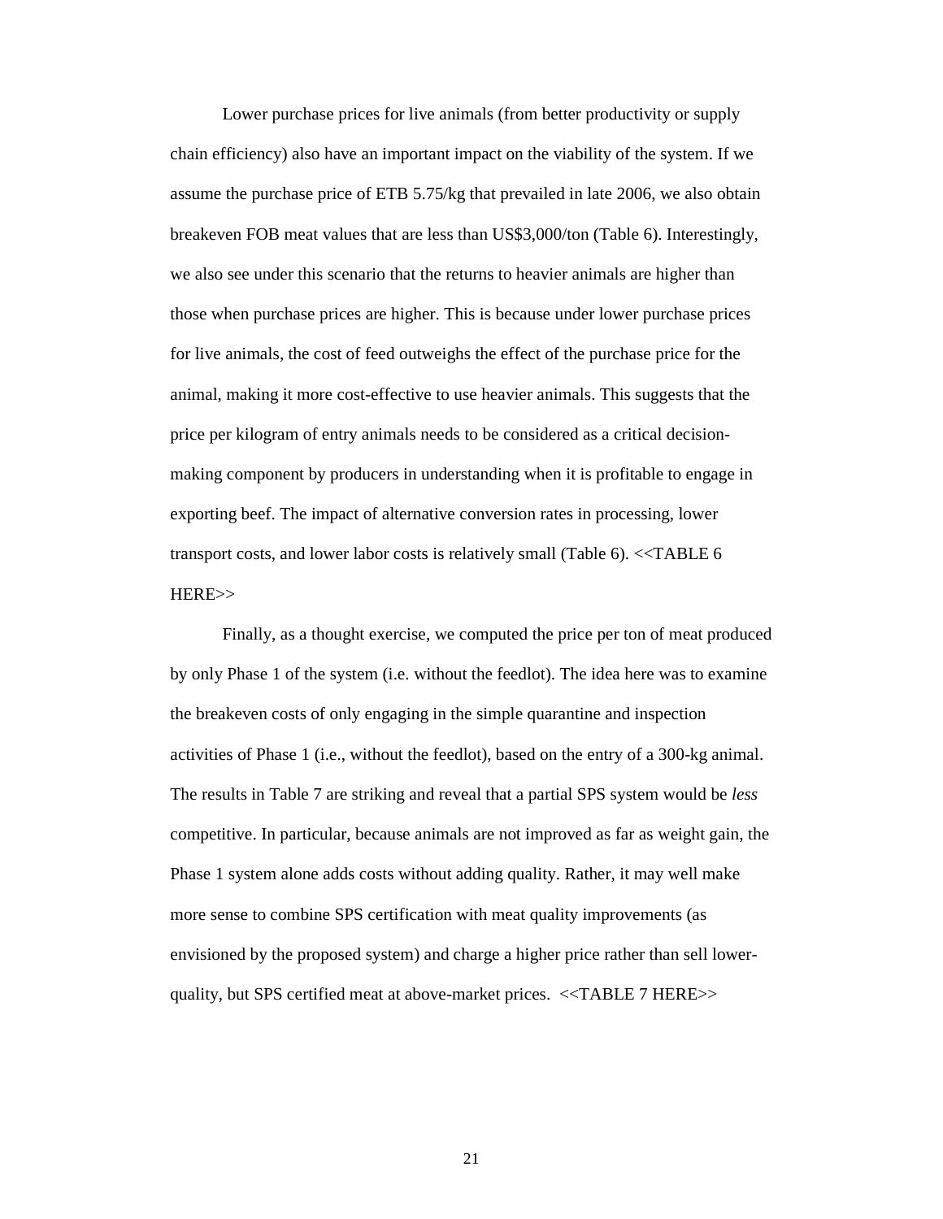Lower purchase prices for live animals (from better productivity or supply chain efficiency) also have an important impact on the viability of the system. If we assume the purchase price of ETB 5.75/kg that prevailed in late 2006, we also obtain breakeven FOB meat values that are less than US$3,000/ton (Table 6). Interestingly, we also see under this scenario that the returns to heavier animals are higher than those when purchase prices are higher. This is because under lower purchase prices for live animals, the cost of feed outweighs the effect of the purchase price for the animal, making it more cost-effective to use heavier animals. This suggests that the price per kilogram of entry animals needs to be considered as a critical decision-making component by producers in understanding when it is profitable to engage in exporting beef. The impact of alternative conversion rates in processing, lower transport costs, and lower labor costs is relatively small (Table 6). <<TABLE 6 HERE>>

Finally, as a thought exercise, we computed the price per ton of meat produced by only Phase 1 of the system (i.e. without the feedlot). The idea here was to examine the breakeven costs of only engaging in the simple quarantine and inspection activities of Phase 1 (i.e., without the feedlot), based on the entry of a 300-kg animal. The results in Table 7 are striking and reveal that a partial SPS system would be *less* competitive. In particular, because animals are not improved as far as weight gain, the Phase 1 system alone adds costs without adding quality. Rather, it may well make more sense to combine SPS certification with meat quality improvements (as envisioned by the proposed system) and charge a higher price rather than sell lower-quality, but SPS certified meat at above-market prices. <<TABLE 7 HERE>>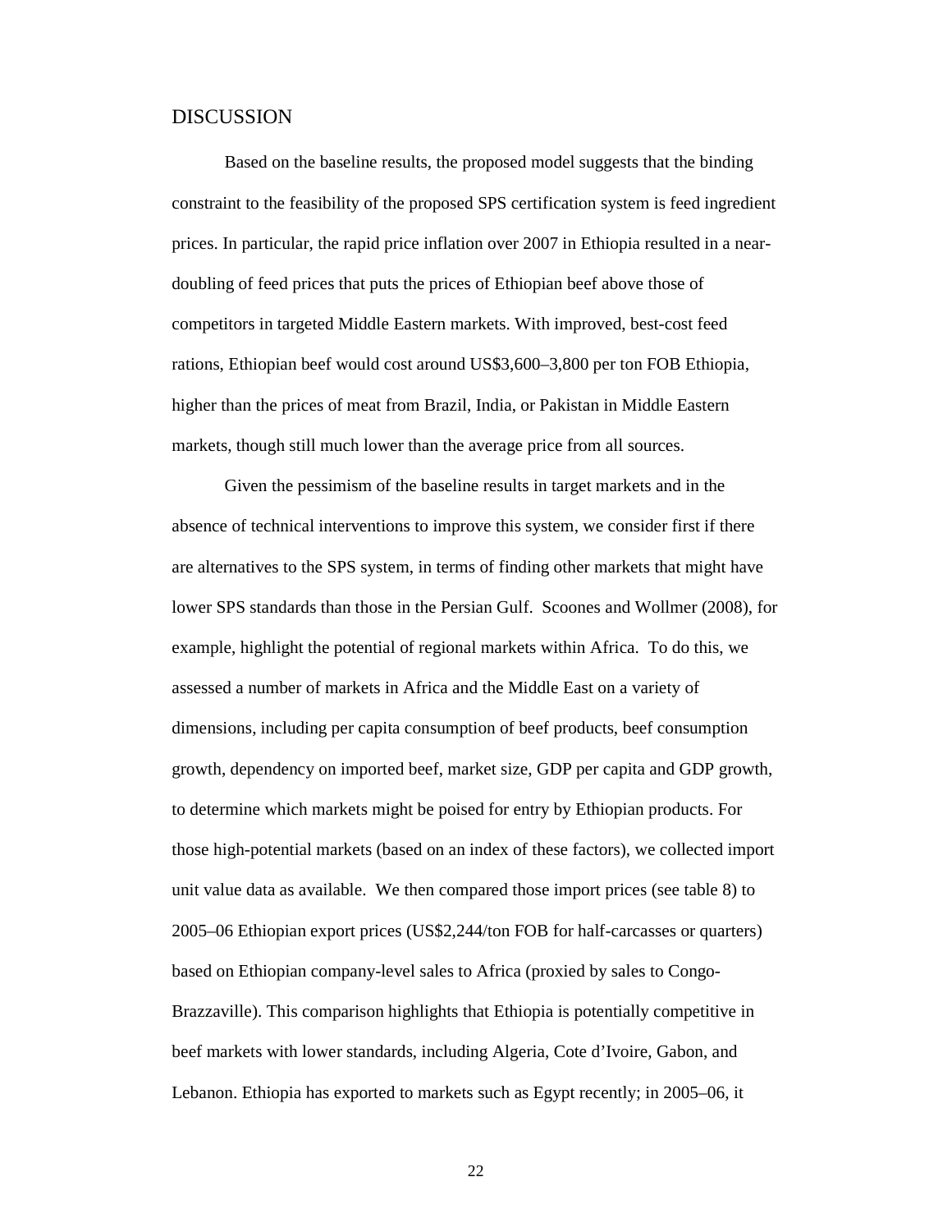## DISCUSSION

Based on the baseline results, the proposed model suggests that the binding constraint to the feasibility of the proposed SPS certification system is feed ingredient prices. In particular, the rapid price inflation over 2007 in Ethiopia resulted in a near-doubling of feed prices that puts the prices of Ethiopian beef above those of competitors in targeted Middle Eastern markets. With improved, best-cost feed rations, Ethiopian beef would cost around US$3,600–3,800 per ton FOB Ethiopia, higher than the prices of meat from Brazil, India, or Pakistan in Middle Eastern markets, though still much lower than the average price from all sources.

Given the pessimism of the baseline results in target markets and in the absence of technical interventions to improve this system, we consider first if there are alternatives to the SPS system, in terms of finding other markets that might have lower SPS standards than those in the Persian Gulf. Scoones and Wollmer (2008), for example, highlight the potential of regional markets within Africa. To do this, we assessed a number of markets in Africa and the Middle East on a variety of dimensions, including per capita consumption of beef products, beef consumption growth, dependency on imported beef, market size, GDP per capita and GDP growth, to determine which markets might be poised for entry by Ethiopian products. For those high-potential markets (based on an index of these factors), we collected import unit value data as available. We then compared those import prices (see table 8) to 2005–06 Ethiopian export prices (US$2,244/ton FOB for half-carcasses or quarters) based on Ethiopian company-level sales to Africa (proxied by sales to Congo-Brazzaville). This comparison highlights that Ethiopia is potentially competitive in beef markets with lower standards, including Algeria, Cote d'Ivoire, Gabon, and Lebanon. Ethiopia has exported to markets such as Egypt recently; in 2005–06, it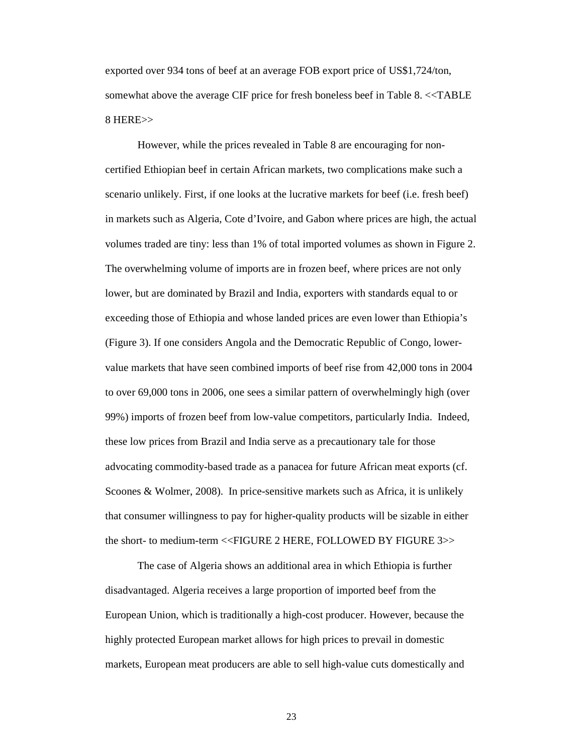exported over 934 tons of beef at an average FOB export price of US$1,724/ton, somewhat above the average CIF price for fresh boneless beef in Table 8. <<TABLE 8 HERE>>

However, while the prices revealed in Table 8 are encouraging for non-certified Ethiopian beef in certain African markets, two complications make such a scenario unlikely. First, if one looks at the lucrative markets for beef (i.e. fresh beef) in markets such as Algeria, Cote d'Ivoire, and Gabon where prices are high, the actual volumes traded are tiny: less than 1% of total imported volumes as shown in Figure 2. The overwhelming volume of imports are in frozen beef, where prices are not only lower, but are dominated by Brazil and India, exporters with standards equal to or exceeding those of Ethiopia and whose landed prices are even lower than Ethiopia's (Figure 3). If one considers Angola and the Democratic Republic of Congo, lower-value markets that have seen combined imports of beef rise from 42,000 tons in 2004 to over 69,000 tons in 2006, one sees a similar pattern of overwhelmingly high (over 99%) imports of frozen beef from low-value competitors, particularly India. Indeed, these low prices from Brazil and India serve as a precautionary tale for those advocating commodity-based trade as a panacea for future African meat exports (cf. Scoones & Wolmer, 2008). In price-sensitive markets such as Africa, it is unlikely that consumer willingness to pay for higher-quality products will be sizable in either the short- to medium-term <<FIGURE 2 HERE, FOLLOWED BY FIGURE 3>>

The case of Algeria shows an additional area in which Ethiopia is further disadvantaged. Algeria receives a large proportion of imported beef from the European Union, which is traditionally a high-cost producer. However, because the highly protected European market allows for high prices to prevail in domestic markets, European meat producers are able to sell high-value cuts domestically and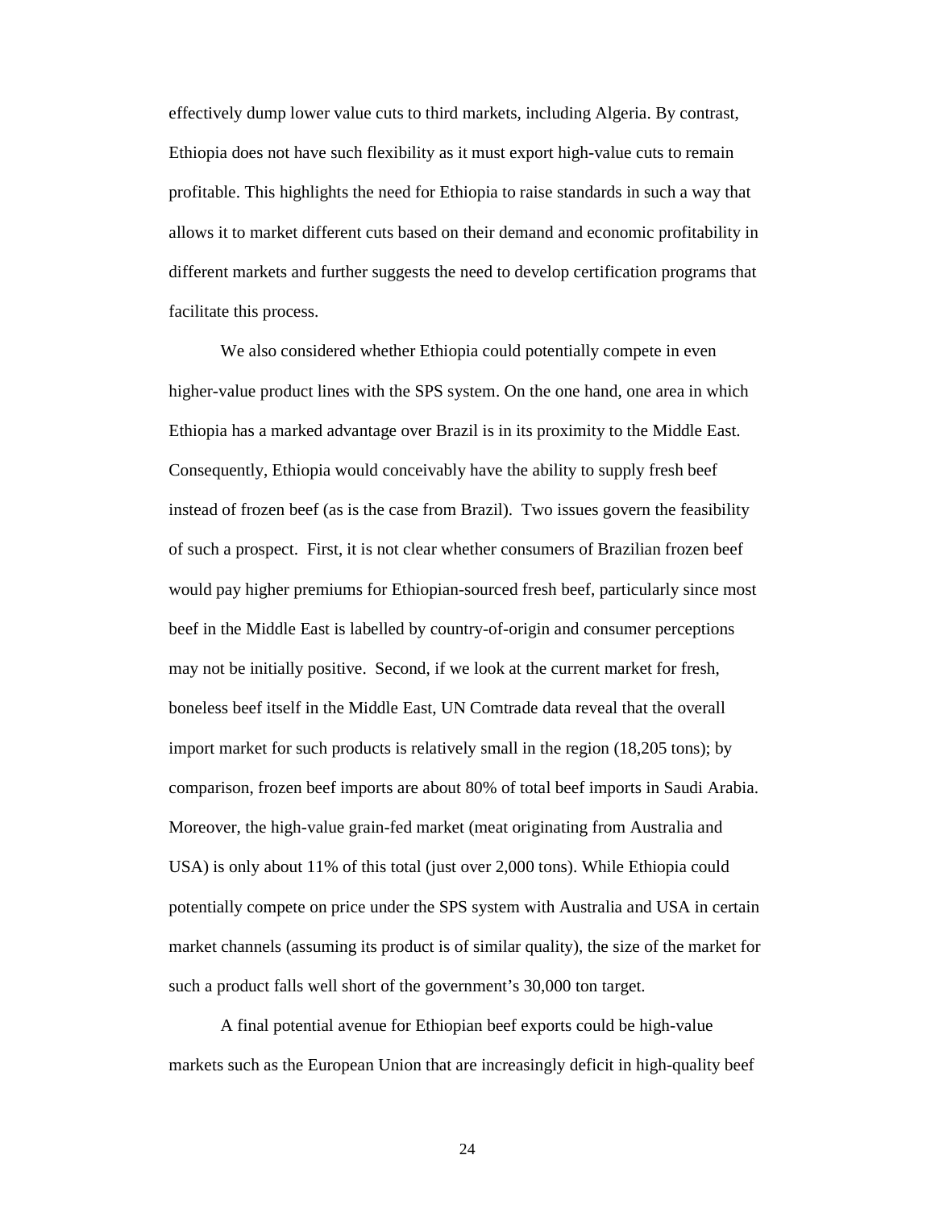effectively dump lower value cuts to third markets, including Algeria. By contrast, Ethiopia does not have such flexibility as it must export high-value cuts to remain profitable. This highlights the need for Ethiopia to raise standards in such a way that allows it to market different cuts based on their demand and economic profitability in different markets and further suggests the need to develop certification programs that facilitate this process.

We also considered whether Ethiopia could potentially compete in even higher-value product lines with the SPS system. On the one hand, one area in which Ethiopia has a marked advantage over Brazil is in its proximity to the Middle East. Consequently, Ethiopia would conceivably have the ability to supply fresh beef instead of frozen beef (as is the case from Brazil). Two issues govern the feasibility of such a prospect. First, it is not clear whether consumers of Brazilian frozen beef would pay higher premiums for Ethiopian-sourced fresh beef, particularly since most beef in the Middle East is labelled by country-of-origin and consumer perceptions may not be initially positive. Second, if we look at the current market for fresh, boneless beef itself in the Middle East, UN Comtrade data reveal that the overall import market for such products is relatively small in the region (18,205 tons); by comparison, frozen beef imports are about 80% of total beef imports in Saudi Arabia. Moreover, the high-value grain-fed market (meat originating from Australia and USA) is only about 11% of this total (just over 2,000 tons). While Ethiopia could potentially compete on price under the SPS system with Australia and USA in certain market channels (assuming its product is of similar quality), the size of the market for such a product falls well short of the government's 30,000 ton target.

A final potential avenue for Ethiopian beef exports could be high-value markets such as the European Union that are increasingly deficit in high-quality beef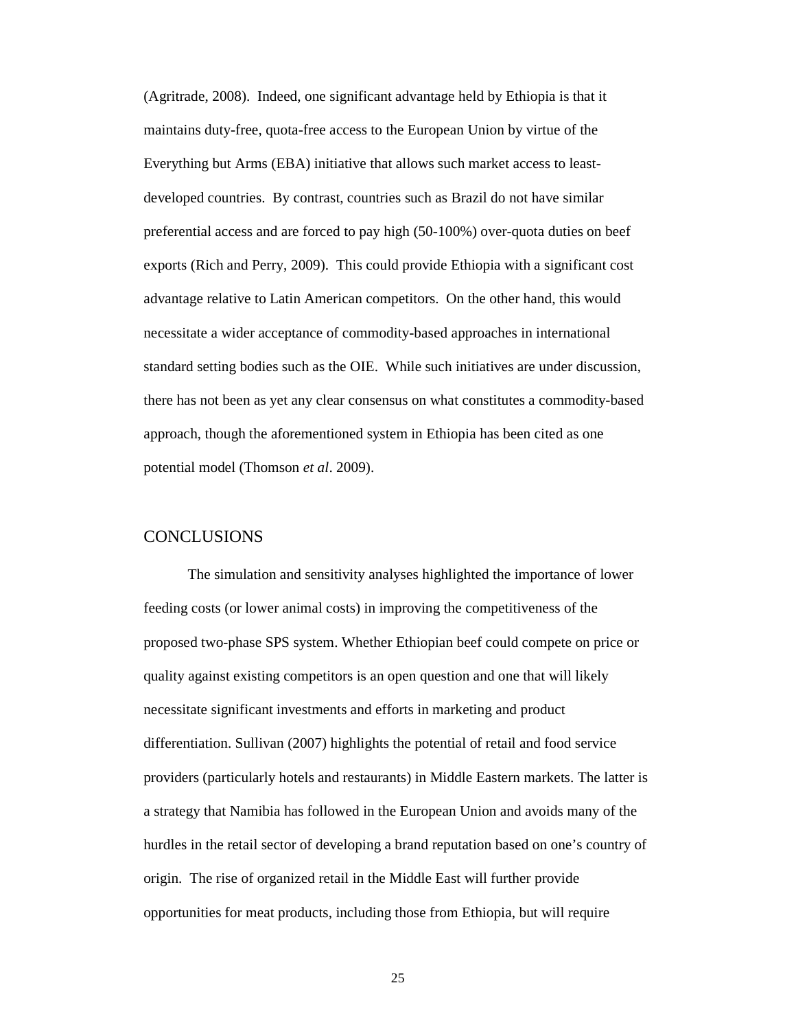(Agritrade, 2008). Indeed, one significant advantage held by Ethiopia is that it maintains duty-free, quota-free access to the European Union by virtue of the Everything but Arms (EBA) initiative that allows such market access to least-developed countries. By contrast, countries such as Brazil do not have similar preferential access and are forced to pay high (50-100%) over-quota duties on beef exports (Rich and Perry, 2009). This could provide Ethiopia with a significant cost advantage relative to Latin American competitors. On the other hand, this would necessitate a wider acceptance of commodity-based approaches in international standard setting bodies such as the OIE. While such initiatives are under discussion, there has not been as yet any clear consensus on what constitutes a commodity-based approach, though the aforementioned system in Ethiopia has been cited as one potential model (Thomson *et al*. 2009).

## CONCLUSIONS

The simulation and sensitivity analyses highlighted the importance of lower feeding costs (or lower animal costs) in improving the competitiveness of the proposed two-phase SPS system. Whether Ethiopian beef could compete on price or quality against existing competitors is an open question and one that will likely necessitate significant investments and efforts in marketing and product differentiation. Sullivan (2007) highlights the potential of retail and food service providers (particularly hotels and restaurants) in Middle Eastern markets. The latter is a strategy that Namibia has followed in the European Union and avoids many of the hurdles in the retail sector of developing a brand reputation based on one's country of origin. The rise of organized retail in the Middle East will further provide opportunities for meat products, including those from Ethiopia, but will require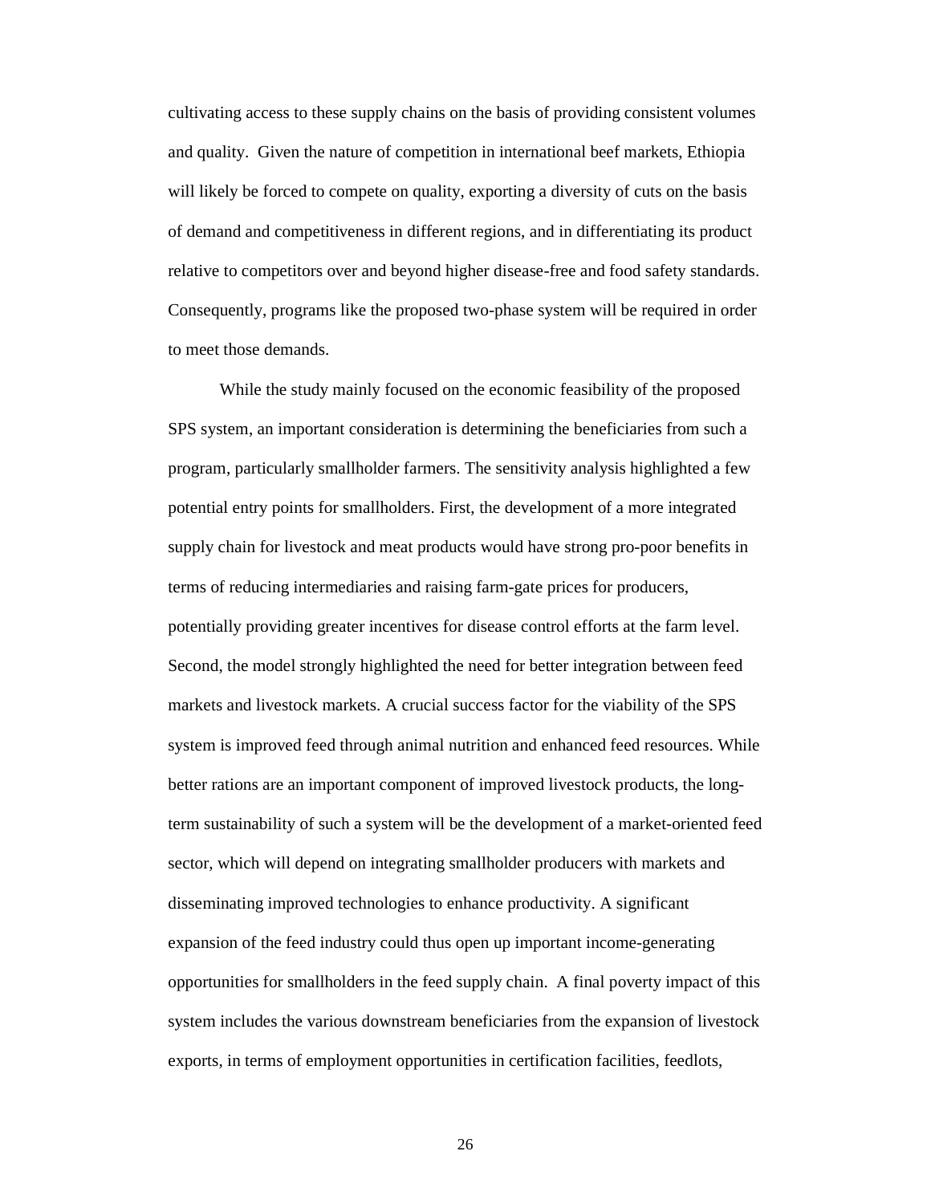cultivating access to these supply chains on the basis of providing consistent volumes and quality. Given the nature of competition in international beef markets, Ethiopia will likely be forced to compete on quality, exporting a diversity of cuts on the basis of demand and competitiveness in different regions, and in differentiating its product relative to competitors over and beyond higher disease-free and food safety standards. Consequently, programs like the proposed two-phase system will be required in order to meet those demands.

While the study mainly focused on the economic feasibility of the proposed SPS system, an important consideration is determining the beneficiaries from such a program, particularly smallholder farmers. The sensitivity analysis highlighted a few potential entry points for smallholders. First, the development of a more integrated supply chain for livestock and meat products would have strong pro-poor benefits in terms of reducing intermediaries and raising farm-gate prices for producers, potentially providing greater incentives for disease control efforts at the farm level. Second, the model strongly highlighted the need for better integration between feed markets and livestock markets. A crucial success factor for the viability of the SPS system is improved feed through animal nutrition and enhanced feed resources. While better rations are an important component of improved livestock products, the long-term sustainability of such a system will be the development of a market-oriented feed sector, which will depend on integrating smallholder producers with markets and disseminating improved technologies to enhance productivity. A significant expansion of the feed industry could thus open up important income-generating opportunities for smallholders in the feed supply chain. A final poverty impact of this system includes the various downstream beneficiaries from the expansion of livestock exports, in terms of employment opportunities in certification facilities, feedlots,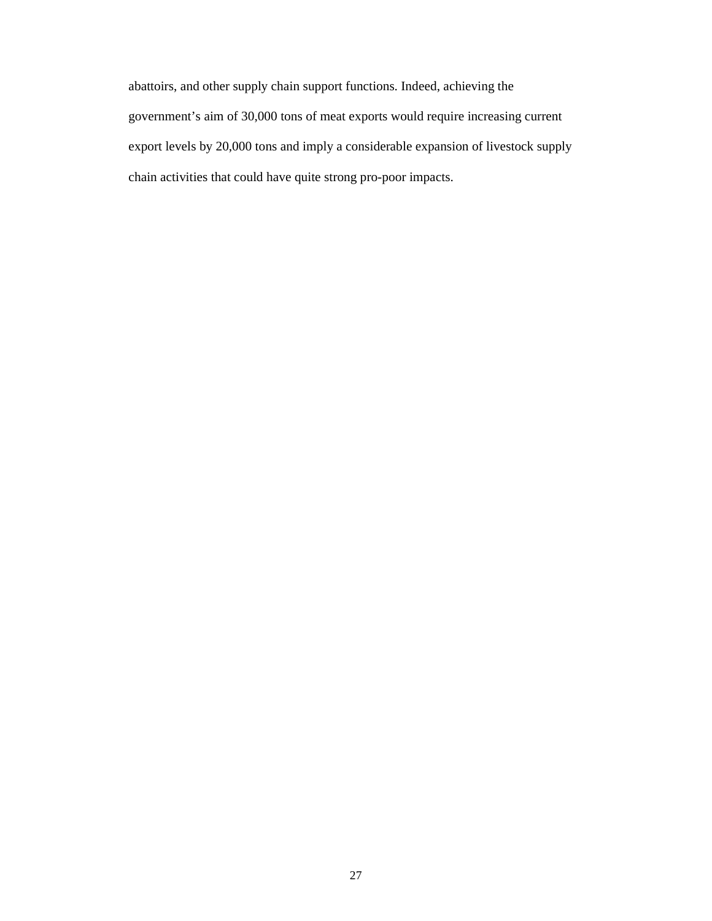abattoirs, and other supply chain support functions. Indeed, achieving the government's aim of 30,000 tons of meat exports would require increasing current export levels by 20,000 tons and imply a considerable expansion of livestock supply chain activities that could have quite strong pro-poor impacts.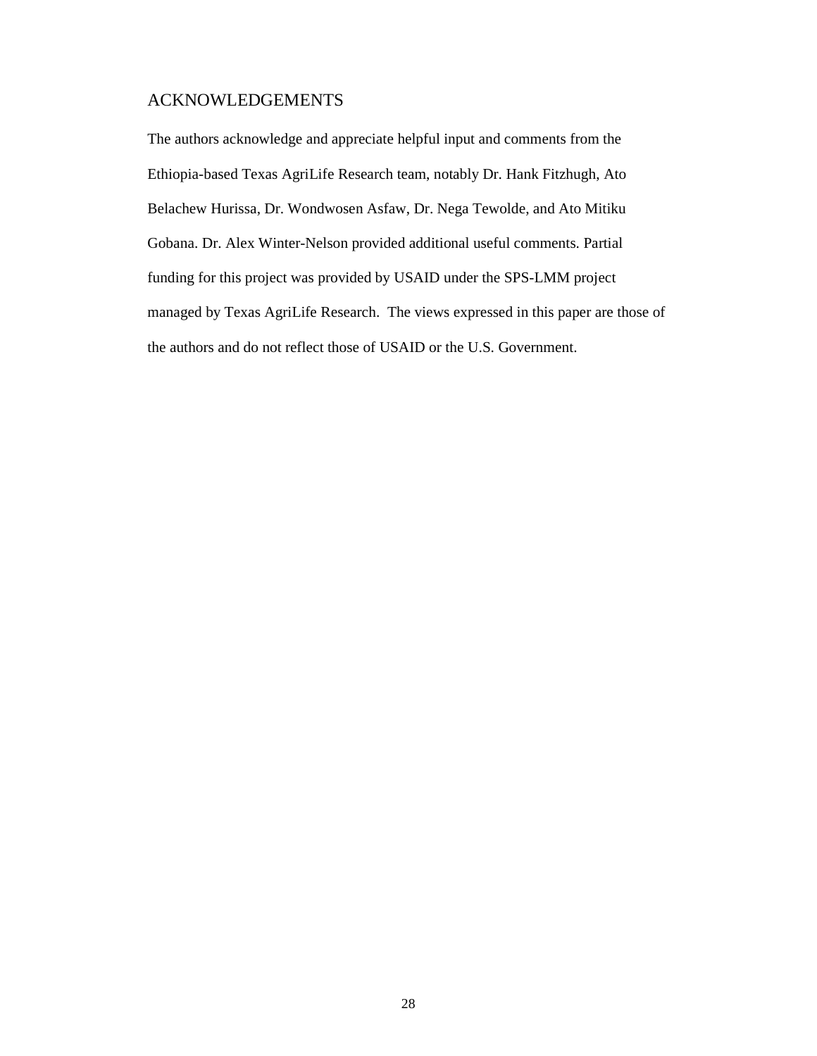## ACKNOWLEDGEMENTS

The authors acknowledge and appreciate helpful input and comments from the Ethiopia-based Texas AgriLife Research team, notably Dr. Hank Fitzhugh, Ato Belachew Hurissa, Dr. Wondwosen Asfaw, Dr. Nega Tewolde, and Ato Mitiku Gobana. Dr. Alex Winter-Nelson provided additional useful comments. Partial funding for this project was provided by USAID under the SPS-LMM project managed by Texas AgriLife Research. The views expressed in this paper are those of the authors and do not reflect those of USAID or the U.S. Government.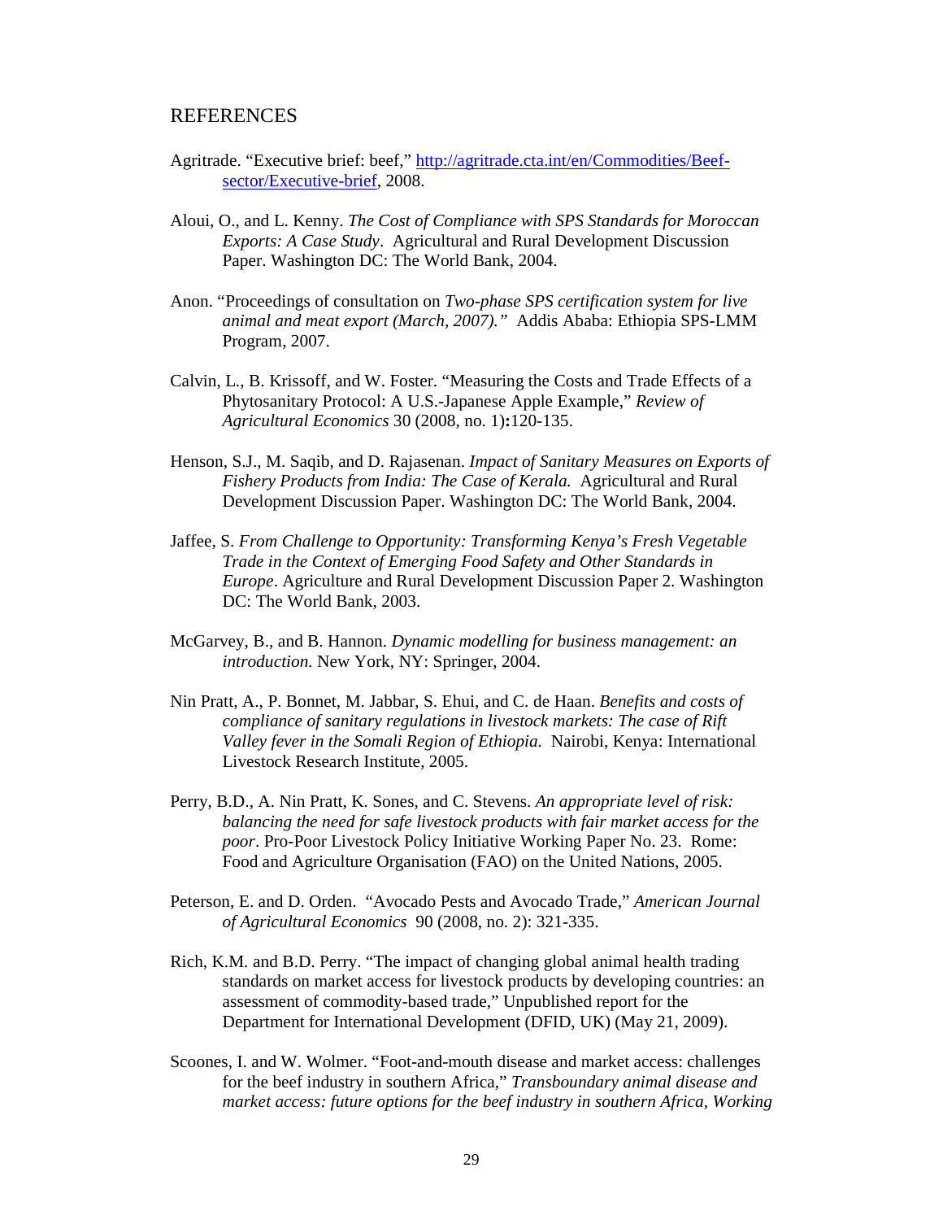## REFERENCES

Agritrade. "Executive brief: beef," [http://agritrade.cta.int/en/Commodities/Beef-sector/Executive-brief](http://agritrade.cta.int/en/Commodities/Beef-sector/Executive-brief), 2008.

Aloui, O., and L. Kenny. *The Cost of Compliance with SPS Standards for Moroccan Exports: A Case Study*. Agricultural and Rural Development Discussion Paper. Washington DC: The World Bank, 2004.

Anon. "Proceedings of consultation on *Two-phase SPS certification system for live animal and meat export (March, 2007)."* Addis Ababa: Ethiopia SPS-LMM Program, 2007.

Calvin, L., B. Krissoff, and W. Foster. "Measuring the Costs and Trade Effects of a Phytosanitary Protocol: A U.S.-Japanese Apple Example," *Review of Agricultural Economics* 30 (2008, no. 1)**:**120-135.

Henson, S.J., M. Saqib, and D. Rajasenan. *Impact of Sanitary Measures on Exports of Fishery Products from India: The Case of Kerala.* Agricultural and Rural Development Discussion Paper. Washington DC: The World Bank, 2004.

Jaffee, S. *From Challenge to Opportunity: Transforming Kenya's Fresh Vegetable Trade in the Context of Emerging Food Safety and Other Standards in Europe*. Agriculture and Rural Development Discussion Paper 2. Washington DC: The World Bank, 2003.

McGarvey, B., and B. Hannon. *Dynamic modelling for business management: an introduction.* New York, NY: Springer, 2004.

Nin Pratt, A., P. Bonnet, M. Jabbar, S. Ehui, and C. de Haan. *Benefits and costs of compliance of sanitary regulations in livestock markets: The case of Rift Valley fever in the Somali Region of Ethiopia.* Nairobi, Kenya: International Livestock Research Institute, 2005.

Perry, B.D., A. Nin Pratt, K. Sones, and C. Stevens. *An appropriate level of risk: balancing the need for safe livestock products with fair market access for the poor*. Pro-Poor Livestock Policy Initiative Working Paper No. 23. Rome: Food and Agriculture Organisation (FAO) on the United Nations, 2005.

Peterson, E. and D. Orden. "Avocado Pests and Avocado Trade," *American Journal of Agricultural Economics* 90 (2008, no. 2): 321-335.

Rich, K.M. and B.D. Perry. "The impact of changing global animal health trading standards on market access for livestock products by developing countries: an assessment of commodity-based trade," Unpublished report for the Department for International Development (DFID, UK) (May 21, 2009).

Scoones, I. and W. Wolmer. "Foot-and-mouth disease and market access: challenges for the beef industry in southern Africa," *Transboundary animal disease and market access: future options for the beef industry in southern Africa, Working*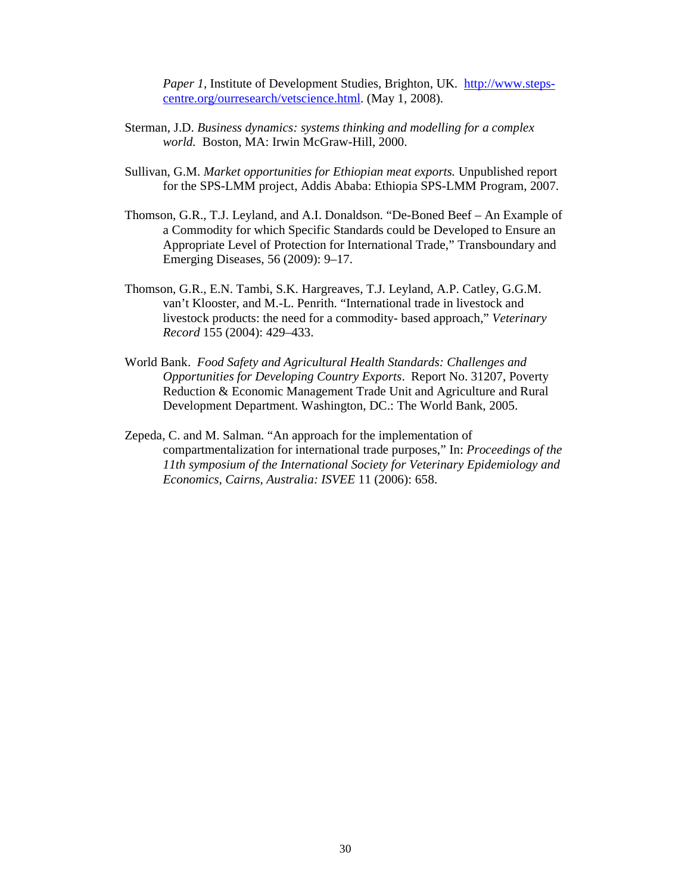*Paper 1*, Institute of Development Studies, Brighton, UK. [http://www.steps-centre.org/ourresearch/vetscience.html](http://www.steps-centre.org/ourresearch/vetscience.html). (May 1, 2008).

Sterman, J.D. *Business dynamics: systems thinking and modelling for a complex world.* Boston, MA: Irwin McGraw-Hill, 2000.

Sullivan, G.M. *Market opportunities for Ethiopian meat exports.* Unpublished report for the SPS-LMM project, Addis Ababa: Ethiopia SPS-LMM Program, 2007.

Thomson, G.R., T.J. Leyland, and A.I. Donaldson. "De-Boned Beef – An Example of a Commodity for which Specific Standards could be Developed to Ensure an Appropriate Level of Protection for International Trade," Transboundary and Emerging Diseases, 56 (2009): 9–17.

Thomson, G.R., E.N. Tambi, S.K. Hargreaves, T.J. Leyland, A.P. Catley, G.G.M. van't Klooster, and M.-L. Penrith. "International trade in livestock and livestock products: the need for a commodity- based approach," *Veterinary Record* 155 (2004): 429–433.

World Bank. *Food Safety and Agricultural Health Standards: Challenges and Opportunities for Developing Country Exports*. Report No. 31207, Poverty Reduction & Economic Management Trade Unit and Agriculture and Rural Development Department. Washington, DC.: The World Bank, 2005.

Zepeda, C. and M. Salman. "An approach for the implementation of compartmentalization for international trade purposes," In: *Proceedings of the 11th symposium of the International Society for Veterinary Epidemiology and Economics, Cairns, Australia: ISVEE* 11 (2006): 658.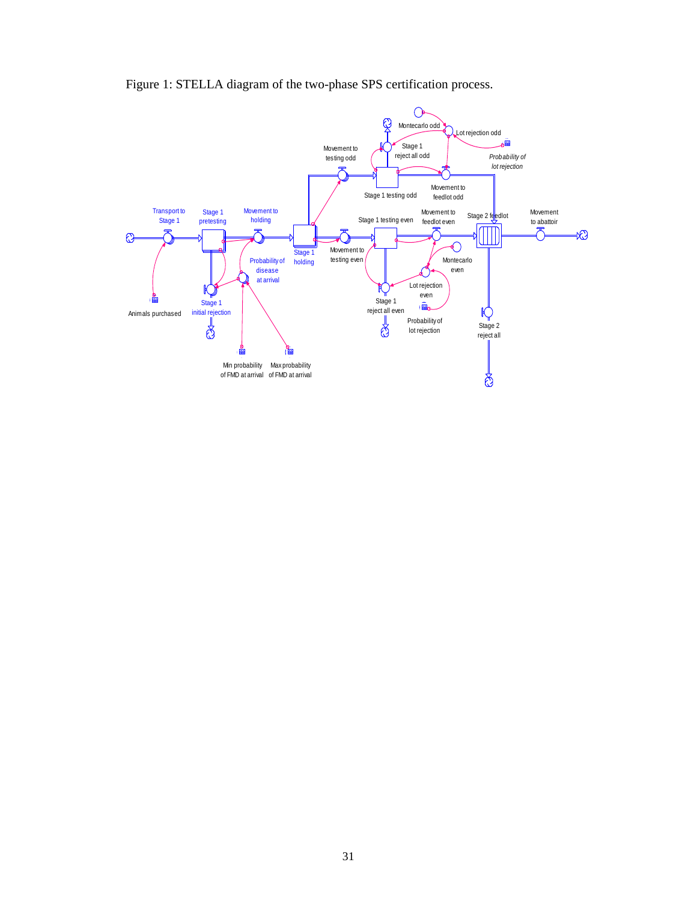Figure 1: STELLA diagram of the two-phase SPS certification process.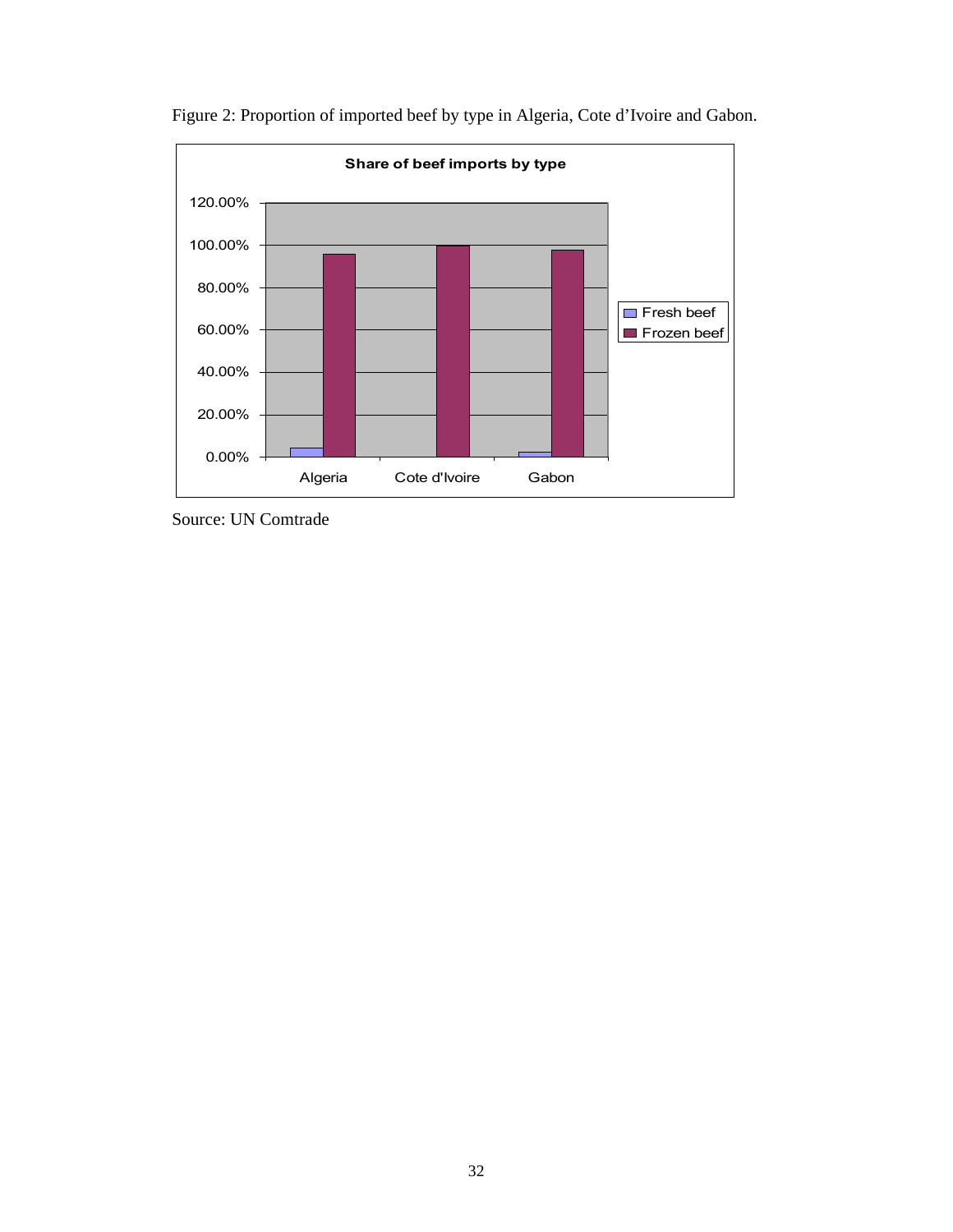Figure 2: Proportion of imported beef by type in Algeria, Cote d'Ivoire and Gabon.

Source: UN Comtrade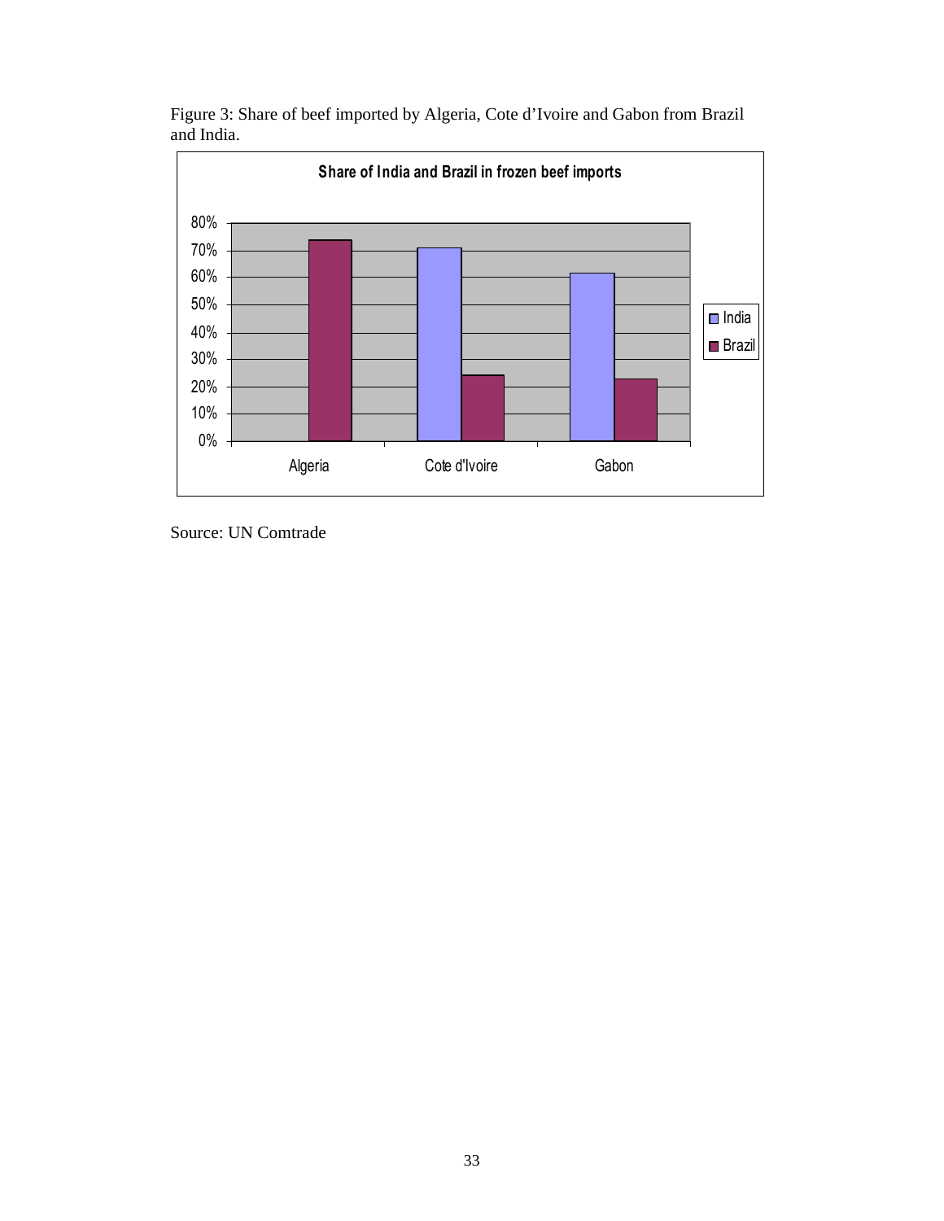Figure 3: Share of beef imported by Algeria, Cote d'Ivoire and Gabon from Brazil and India.

Source: UN Comtrade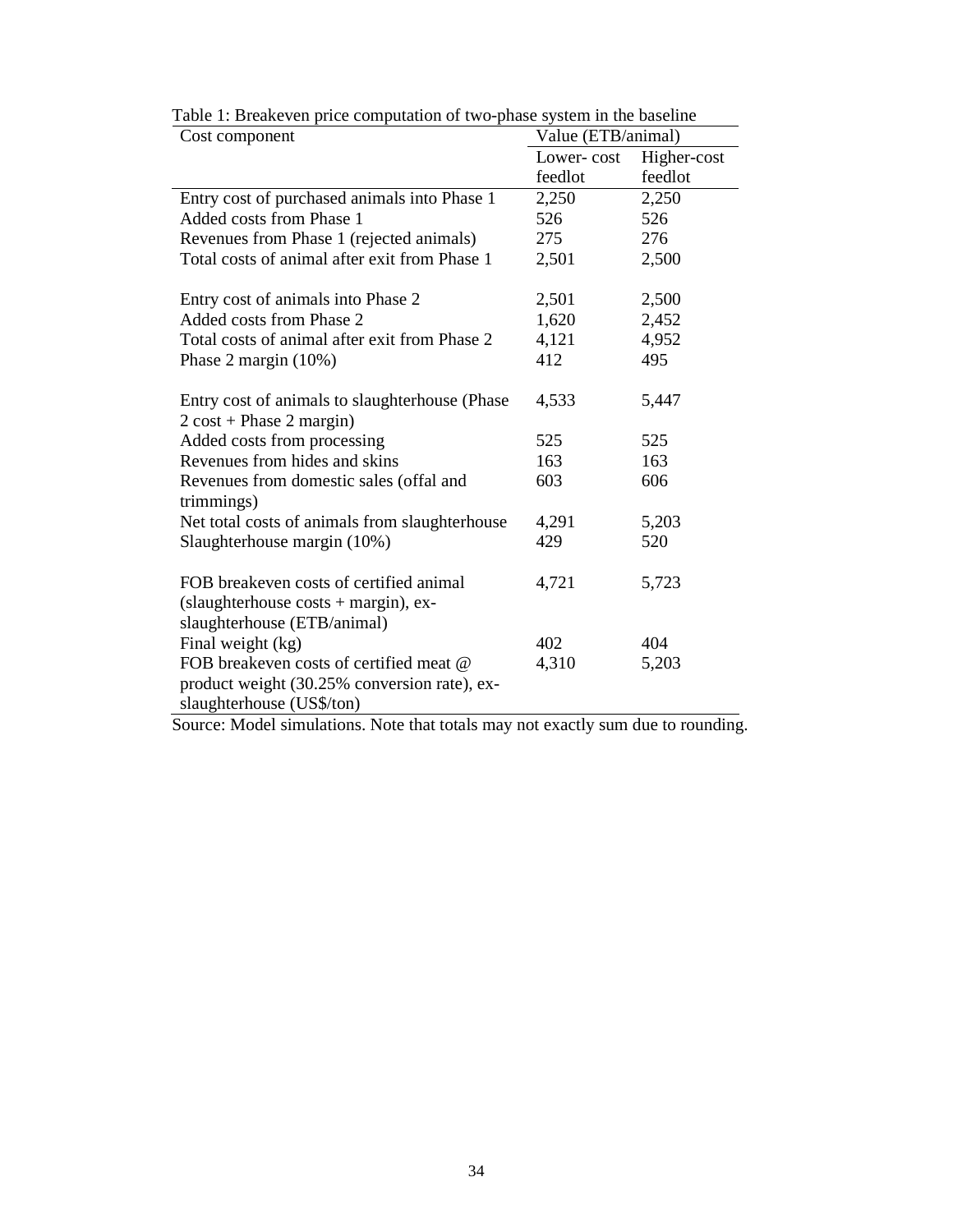Table 1: Breakeven price computation of two-phase system in the baseline

| Cost component | Value (ETB/animal) | |
|---|---|---|
| | Lower- cost feedlot | Higher-cost feedlot |
| Entry cost of purchased animals into Phase 1 | 2,250 | 2,250 |
| Added costs from Phase 1 | 526 | 526 |
| Revenues from Phase 1 (rejected animals) | 275 | 276 |
| Total costs of animal after exit from Phase 1 | 2,501 | 2,500 |
| | | |
| Entry cost of animals into Phase 2 | 2,501 | 2,500 |
| Added costs from Phase 2 | 1,620 | 2,452 |
| Total costs of animal after exit from Phase 2 | 4,121 | 4,952 |
| Phase 2 margin (10%) | 412 | 495 |
| | | |
| Entry cost of animals to slaughterhouse (Phase 2 cost + Phase 2 margin) | 4,533 | 5,447 |
| Added costs from processing | 525 | 525 |
| Revenues from hides and skins | 163 | 163 |
| Revenues from domestic sales (offal and trimmings) | 603 | 606 |
| Net total costs of animals from slaughterhouse | 4,291 | 5,203 |
| Slaughterhouse margin (10%) | 429 | 520 |
| | | |
| FOB breakeven costs of certified animal (slaughterhouse costs + margin), ex-slaughterhouse (ETB/animal) | 4,721 | 5,723 |
| Final weight (kg) | 402 | 404 |
| FOB breakeven costs of certified meat @ product weight (30.25% conversion rate), ex-slaughterhouse (US$/ton) | 4,310 | 5,203 |

Source: Model simulations. Note that totals may not exactly sum due to rounding.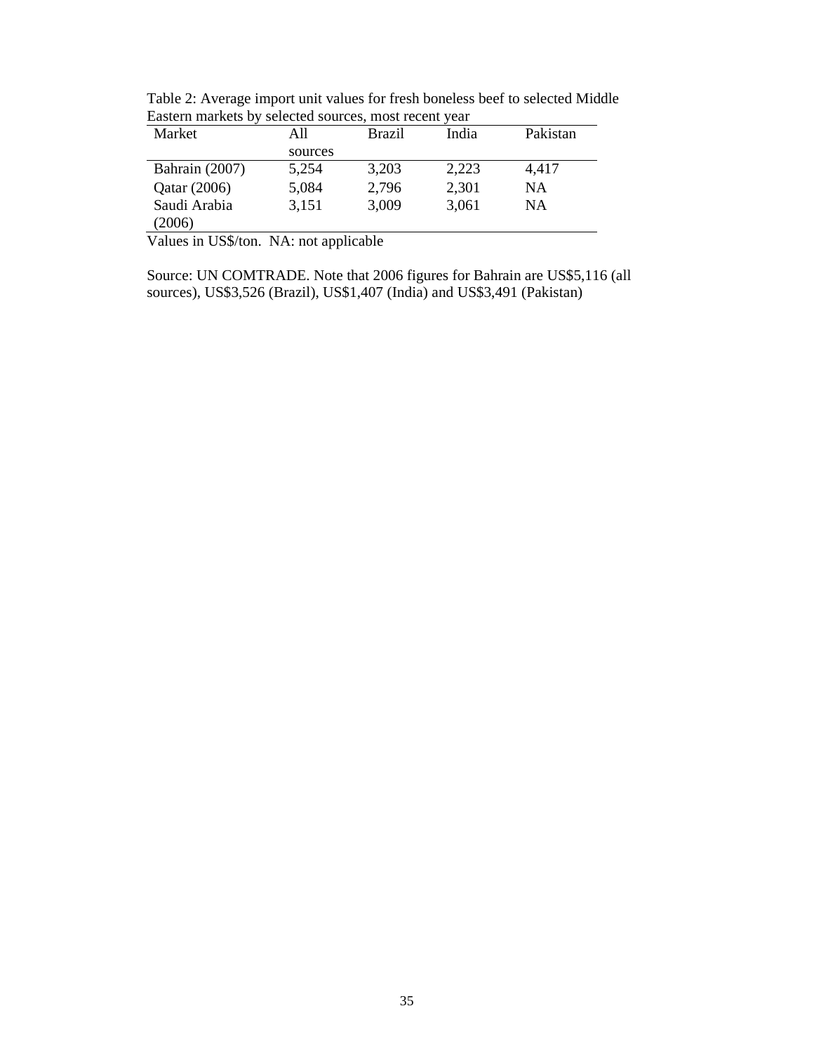Table 2: Average import unit values for fresh boneless beef to selected Middle Eastern markets by selected sources, most recent year

| Market | All sources | Brazil | India | Pakistan |
| --- | --- | --- | --- | --- |
| Bahrain (2007) | 5,254 | 3,203 | 2,223 | 4,417 |
| Qatar (2006) | 5,084 | 2,796 | 2,301 | NA |
| Saudi Arabia (2006) | 3,151 | 3,009 | 3,061 | NA |

Values in US$/ton. NA: not applicable

Source: UN COMTRADE. Note that 2006 figures for Bahrain are US$5,116 (all sources), US$3,526 (Brazil), US$1,407 (India) and US$3,491 (Pakistan)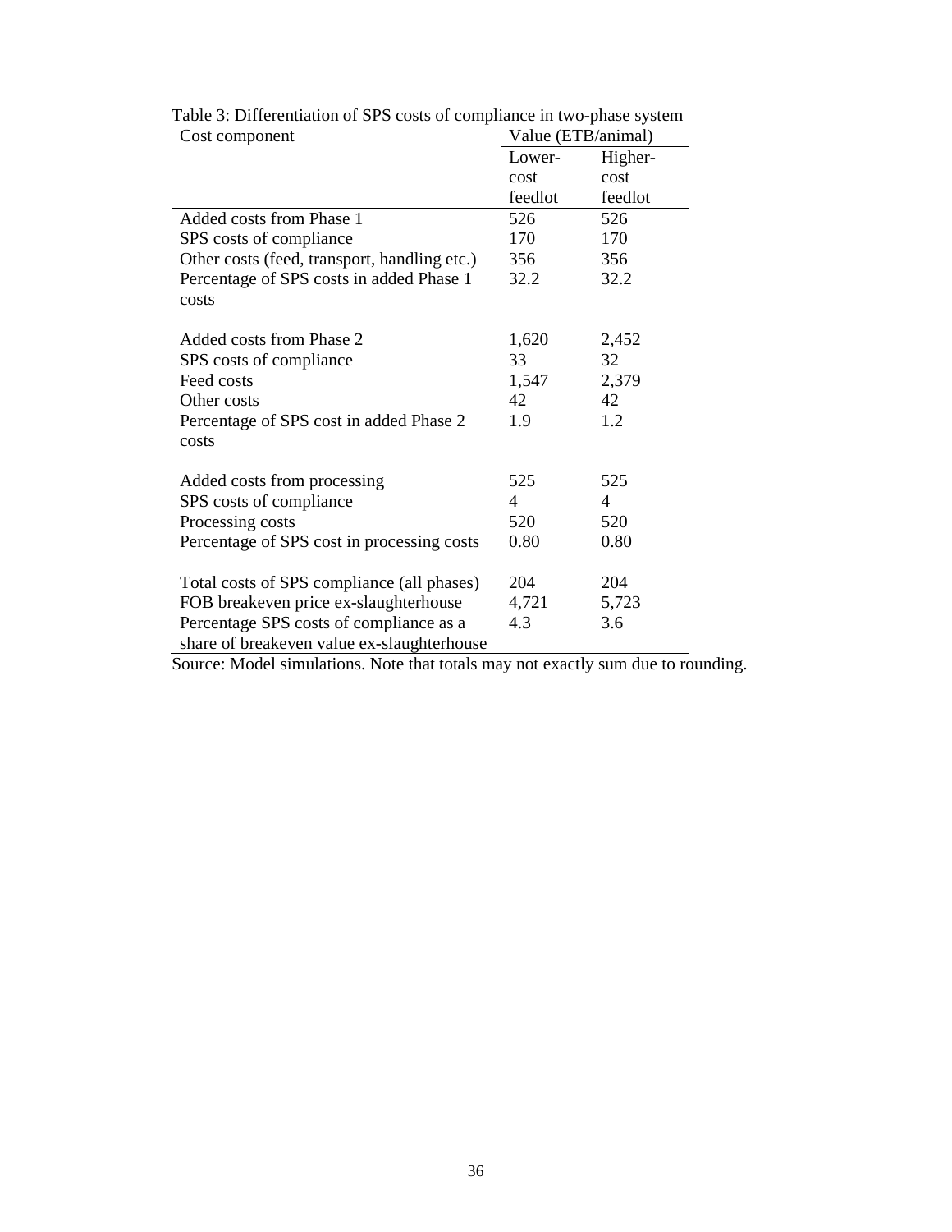Table 3: Differentiation of SPS costs of compliance in two-phase system

| Cost component | Value (ETB/animal) | |
|---|---|---|
| | Lower-cost feedlot | Higher-cost feedlot |
| Added costs from Phase 1 | 526 | 526 |
| SPS costs of compliance | 170 | 170 |
| Other costs (feed, transport, handling etc.) | 356 | 356 |
| Percentage of SPS costs in added Phase 1 costs | 32.2 | 32.2 |
| | | |
| Added costs from Phase 2 | 1,620 | 2,452 |
| SPS costs of compliance | 33 | 32 |
| Feed costs | 1,547 | 2,379 |
| Other costs | 42 | 42 |
| Percentage of SPS cost in added Phase 2 costs | 1.9 | 1.2 |
| | | |
| Added costs from processing | 525 | 525 |
| SPS costs of compliance | 4 | 4 |
| Processing costs | 520 | 520 |
| Percentage of SPS cost in processing costs | 0.80 | 0.80 |
| | | |
| Total costs of SPS compliance (all phases) | 204 | 204 |
| FOB breakeven price ex-slaughterhouse | 4,721 | 5,723 |
| Percentage SPS costs of compliance as a share of breakeven value ex-slaughterhouse | 4.3 | 3.6 |

Source: Model simulations. Note that totals may not exactly sum due to rounding.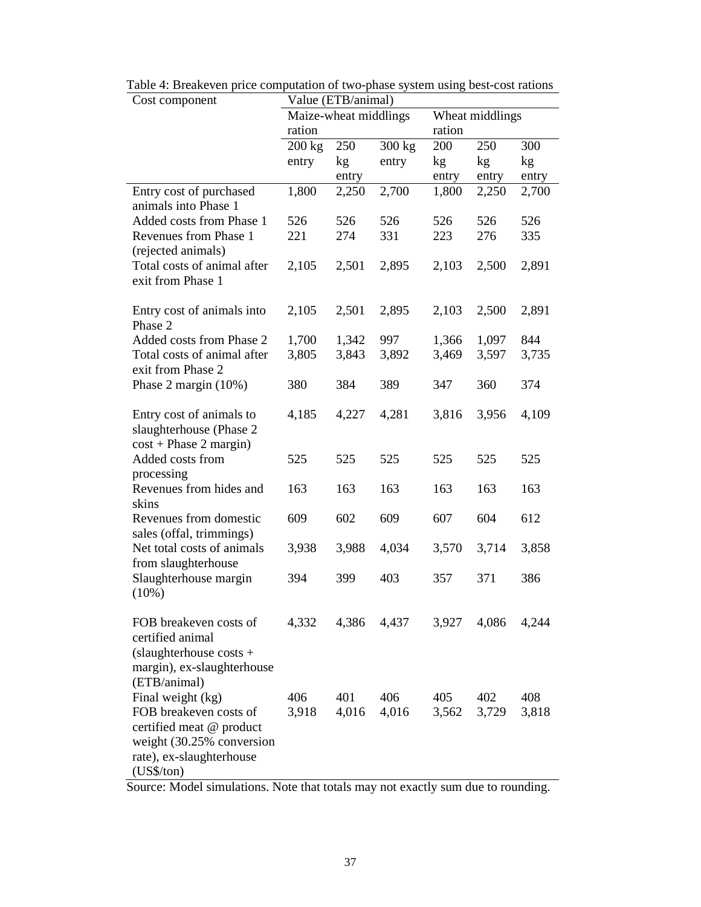Table 4: Breakeven price computation of two-phase system using best-cost rations

| Cost component | Value (ETB/animal) | | | | | |
|---|---|---|---|---|---|---|
| | Maize-wheat middlings ration | | | Wheat middlings ration | | |
| | 200 kg entry | 250 kg entry | 300 kg entry | 200 kg entry | 250 kg entry | 300 kg entry |
| Entry cost of purchased animals into Phase 1 | 1,800 | 2,250 | 2,700 | 1,800 | 2,250 | 2,700 |
| Added costs from Phase 1 | 526 | 526 | 526 | 526 | 526 | 526 |
| Revenues from Phase 1 (rejected animals) | 221 | 274 | 331 | 223 | 276 | 335 |
| Total costs of animal after exit from Phase 1 | 2,105 | 2,501 | 2,895 | 2,103 | 2,500 | 2,891 |
| Entry cost of animals into Phase 2 | 2,105 | 2,501 | 2,895 | 2,103 | 2,500 | 2,891 |
| Added costs from Phase 2 | 1,700 | 1,342 | 997 | 1,366 | 1,097 | 844 |
| Total costs of animal after exit from Phase 2 | 3,805 | 3,843 | 3,892 | 3,469 | 3,597 | 3,735 |
| Phase 2 margin (10%) | 380 | 384 | 389 | 347 | 360 | 374 |
| Entry cost of animals to slaughterhouse (Phase 2 cost + Phase 2 margin) | 4,185 | 4,227 | 4,281 | 3,816 | 3,956 | 4,109 |
| Added costs from processing | 525 | 525 | 525 | 525 | 525 | 525 |
| Revenues from hides and skins | 163 | 163 | 163 | 163 | 163 | 163 |
| Revenues from domestic sales (offal, trimmings) | 609 | 602 | 609 | 607 | 604 | 612 |
| Net total costs of animals from slaughterhouse | 3,938 | 3,988 | 4,034 | 3,570 | 3,714 | 3,858 |
| Slaughterhouse margin (10%) | 394 | 399 | 403 | 357 | 371 | 386 |
| FOB breakeven costs of certified animal (slaughterhouse costs + margin), ex-slaughterhouse (ETB/animal) | 4,332 | 4,386 | 4,437 | 3,927 | 4,086 | 4,244 |
| Final weight (kg) | 406 | 401 | 406 | 405 | 402 | 408 |
| FOB breakeven costs of certified meat @ product weight (30.25% conversion rate), ex-slaughterhouse (US$/ton) | 3,918 | 4,016 | 4,016 | 3,562 | 3,729 | 3,818 |

Source: Model simulations. Note that totals may not exactly sum due to rounding.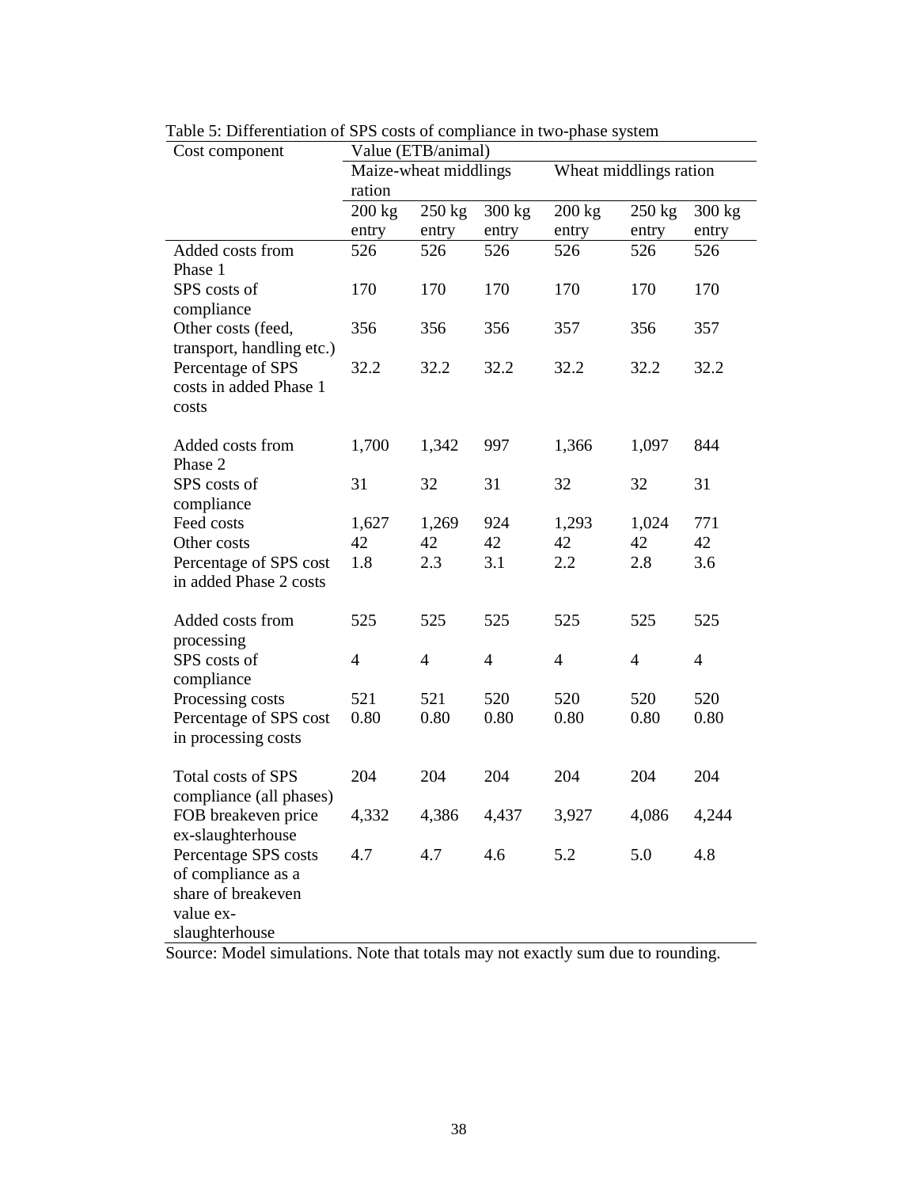Table 5: Differentiation of SPS costs of compliance in two-phase system

| Cost component | Value (ETB/animal) | | | | | |
|---|---|---|---|---|---|---|
| | Maize-wheat middlings ration | | | Wheat middlings ration | | |
| | 200 kg entry | 250 kg entry | 300 kg entry | 200 kg entry | 250 kg entry | 300 kg entry |
| Added costs from Phase 1 | 526 | 526 | 526 | 526 | 526 | 526 |
| SPS costs of compliance | 170 | 170 | 170 | 170 | 170 | 170 |
| Other costs (feed, transport, handling etc.) | 356 | 356 | 356 | 357 | 356 | 357 |
| Percentage of SPS costs in added Phase 1 costs | 32.2 | 32.2 | 32.2 | 32.2 | 32.2 | 32.2 |
| Added costs from Phase 2 | 1,700 | 1,342 | 997 | 1,366 | 1,097 | 844 |
| SPS costs of compliance | 31 | 32 | 31 | 32 | 32 | 31 |
| Feed costs | 1,627 | 1,269 | 924 | 1,293 | 1,024 | 771 |
| Other costs | 42 | 42 | 42 | 42 | 42 | 42 |
| Percentage of SPS cost in added Phase 2 costs | 1.8 | 2.3 | 3.1 | 2.2 | 2.8 | 3.6 |
| Added costs from processing | 525 | 525 | 525 | 525 | 525 | 525 |
| SPS costs of compliance | 4 | 4 | 4 | 4 | 4 | 4 |
| Processing costs | 521 | 521 | 520 | 520 | 520 | 520 |
| Percentage of SPS cost in processing costs | 0.80 | 0.80 | 0.80 | 0.80 | 0.80 | 0.80 |
| Total costs of SPS compliance (all phases) | 204 | 204 | 204 | 204 | 204 | 204 |
| FOB breakeven price ex-slaughterhouse | 4,332 | 4,386 | 4,437 | 3,927 | 4,086 | 4,244 |
| Percentage SPS costs of compliance as a share of breakeven value ex-slaughterhouse | 4.7 | 4.7 | 4.6 | 5.2 | 5.0 | 4.8 |

Source: Model simulations. Note that totals may not exactly sum due to rounding.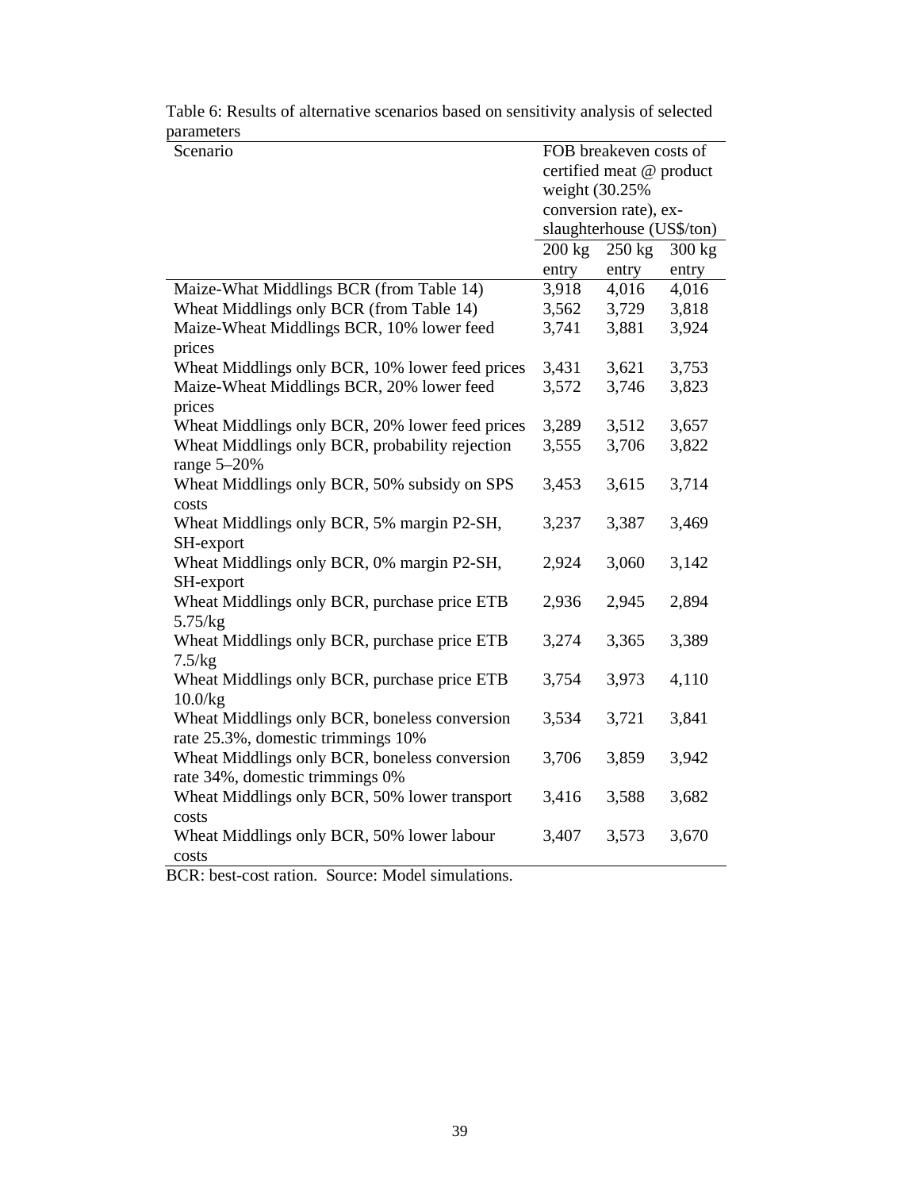Table 6: Results of alternative scenarios based on sensitivity analysis of selected parameters

| Scenario | FOB breakeven costs of certified meat @ product weight (30.25% conversion rate), ex-slaughterhouse (US$/ton) | | |
|---|---|---|---|
| | 200 kg entry | 250 kg entry | 300 kg entry |
| Maize-What Middlings BCR (from Table 14) | 3,918 | 4,016 | 4,016 |
| Wheat Middlings only BCR (from Table 14) | 3,562 | 3,729 | 3,818 |
| Maize-Wheat Middlings BCR, 10% lower feed prices | 3,741 | 3,881 | 3,924 |
| Wheat Middlings only BCR, 10% lower feed prices | 3,431 | 3,621 | 3,753 |
| Maize-Wheat Middlings BCR, 20% lower feed prices | 3,572 | 3,746 | 3,823 |
| Wheat Middlings only BCR, 20% lower feed prices | 3,289 | 3,512 | 3,657 |
| Wheat Middlings only BCR, probability rejection range 5–20% | 3,555 | 3,706 | 3,822 |
| Wheat Middlings only BCR, 50% subsidy on SPS costs | 3,453 | 3,615 | 3,714 |
| Wheat Middlings only BCR, 5% margin P2-SH, SH-export | 3,237 | 3,387 | 3,469 |
| Wheat Middlings only BCR, 0% margin P2-SH, SH-export | 2,924 | 3,060 | 3,142 |
| Wheat Middlings only BCR, purchase price ETB 5.75/kg | 2,936 | 2,945 | 2,894 |
| Wheat Middlings only BCR, purchase price ETB 7.5/kg | 3,274 | 3,365 | 3,389 |
| Wheat Middlings only BCR, purchase price ETB 10.0/kg | 3,754 | 3,973 | 4,110 |
| Wheat Middlings only BCR, boneless conversion rate 25.3%, domestic trimmings 10% | 3,534 | 3,721 | 3,841 |
| Wheat Middlings only BCR, boneless conversion rate 34%, domestic trimmings 0% | 3,706 | 3,859 | 3,942 |
| Wheat Middlings only BCR, 50% lower transport costs | 3,416 | 3,588 | 3,682 |
| Wheat Middlings only BCR, 50% lower labour costs | 3,407 | 3,573 | 3,670 |

BCR: best-cost ration. Source: Model simulations.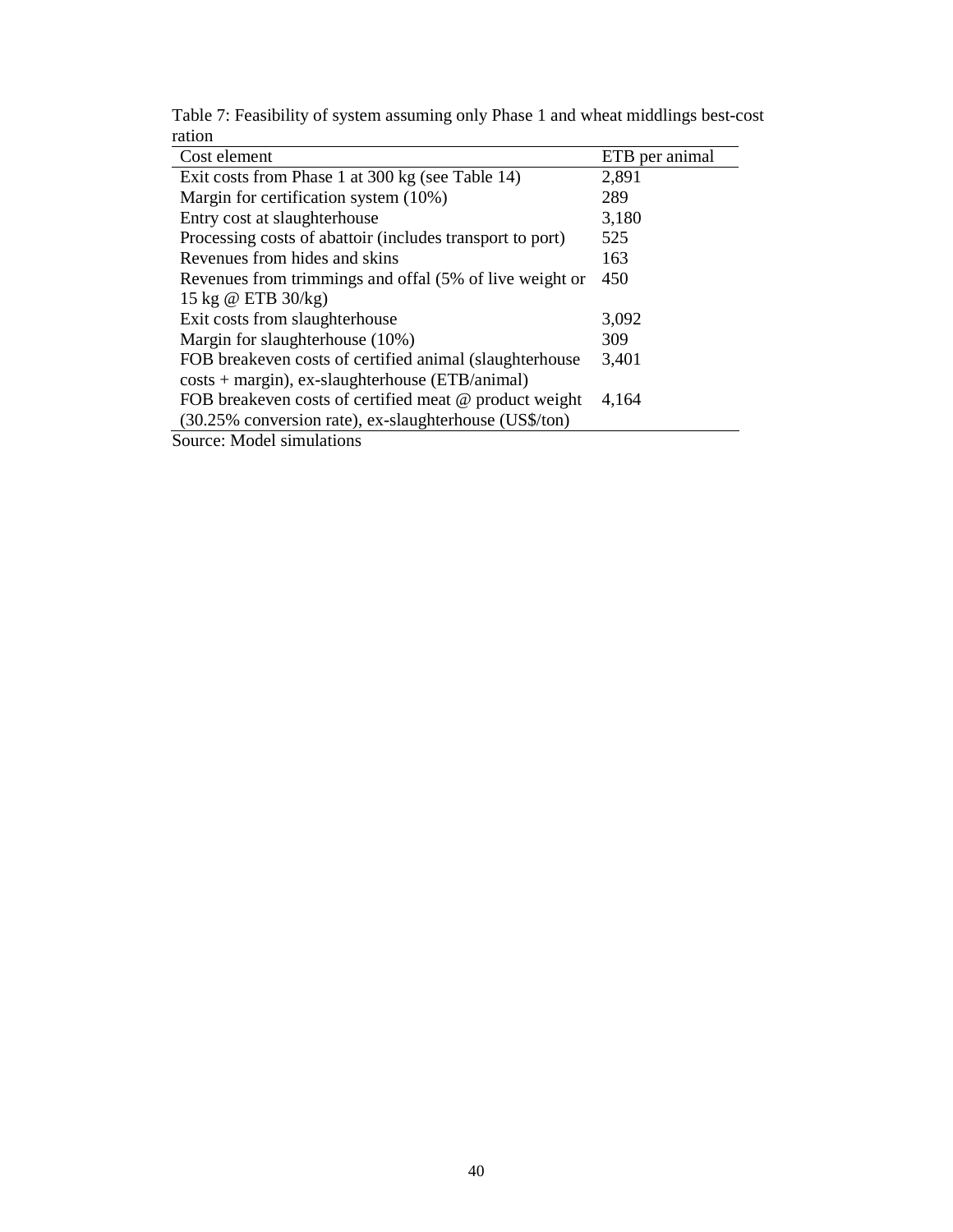Table 7: Feasibility of system assuming only Phase 1 and wheat middlings best-cost ration

| Cost element | ETB per animal |
|---|---|
| Exit costs from Phase 1 at 300 kg (see Table 14) | 2,891 |
| Margin for certification system (10%) | 289 |
| Entry cost at slaughterhouse | 3,180 |
| Processing costs of abattoir (includes transport to port) | 525 |
| Revenues from hides and skins | 163 |
| Revenues from trimmings and offal (5% of live weight or 15 kg @ ETB 30/kg) | 450 |
| Exit costs from slaughterhouse | 3,092 |
| Margin for slaughterhouse (10%) | 309 |
| FOB breakeven costs of certified animal (slaughterhouse costs + margin), ex-slaughterhouse (ETB/animal) | 3,401 |
| FOB breakeven costs of certified meat @ product weight (30.25% conversion rate), ex-slaughterhouse (US$/ton) | 4,164 |

Source: Model simulations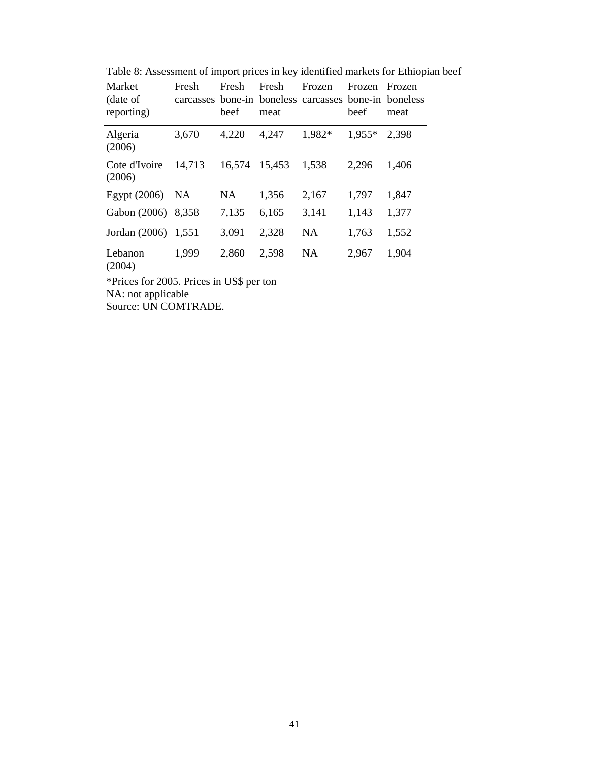Table 8: Assessment of import prices in key identified markets for Ethiopian beef

| Market (date of reporting) | Fresh carcasses | Fresh bone-in beef | Fresh boneless meat | Frozen carcasses | Frozen bone-in beef | Frozen boneless meat |
|---|---|---|---|---|---|---|
| Algeria (2006) | 3,670 | 4,220 | 4,247 | 1,982* | 1,955* | 2,398 |
| Cote d'Ivoire (2006) | 14,713 | 16,574 | 15,453 | 1,538 | 2,296 | 1,406 |
| Egypt (2006) | NA | NA | 1,356 | 2,167 | 1,797 | 1,847 |
| Gabon (2006) | 8,358 | 7,135 | 6,165 | 3,141 | 1,143 | 1,377 |
| Jordan (2006) | 1,551 | 3,091 | 2,328 | NA | 1,763 | 1,552 |
| Lebanon (2004) | 1,999 | 2,860 | 2,598 | NA | 2,967 | 1,904 |

*Prices for 2005. Prices in US$ per ton
NA: not applicable
Source: UN COMTRADE.